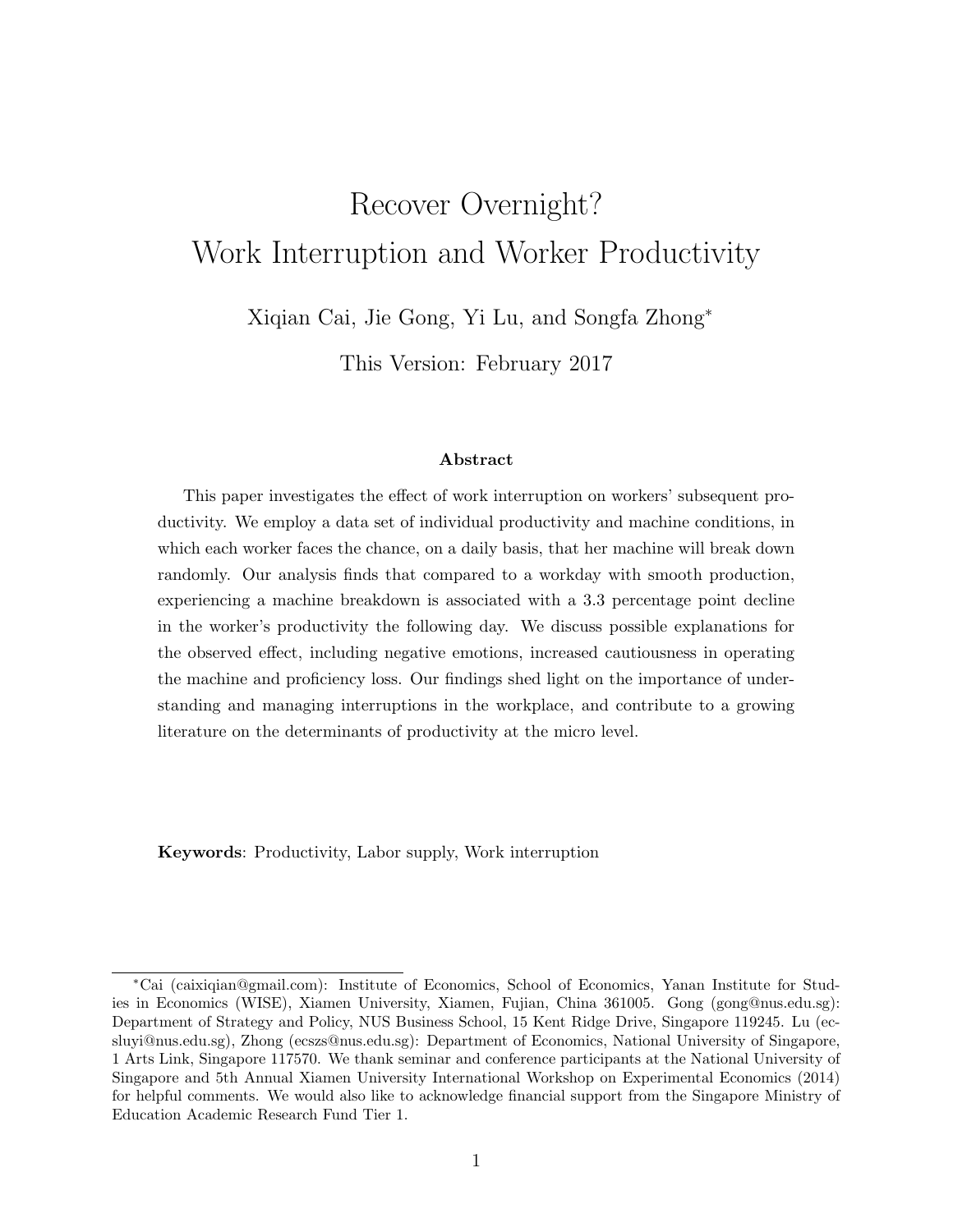# Recover Overnight?
# Work Interruption and Worker Productivity

Xiqian Cai, Jie Gong, Yi Lu, and Songfa Zhong*

This Version: February 2017

### Abstract

This paper investigates the effect of work interruption on workers' subsequent productivity. We employ a data set of individual productivity and machine conditions, in which each worker faces the chance, on a daily basis, that her machine will break down randomly. Our analysis finds that compared to a workday with smooth production, experiencing a machine breakdown is associated with a 3.3 percentage point decline in the worker's productivity the following day. We discuss possible explanations for the observed effect, including negative emotions, increased cautiousness in operating the machine and proficiency loss. Our findings shed light on the importance of understanding and managing interruptions in the workplace, and contribute to a growing literature on the determinants of productivity at the micro level.

**Keywords**: Productivity, Labor supply, Work interruption

---

*Cai (caixiqian@gmail.com): Institute of Economics, School of Economics, Yanan Institute for Studies in Economics (WISE), Xiamen University, Xiamen, Fujian, China 361005. Gong (gong@nus.edu.sg): Department of Strategy and Policy, NUS Business School, 15 Kent Ridge Drive, Singapore 119245. Lu (ecsluyi@nus.edu.sg), Zhong (ecszs@nus.edu.sg): Department of Economics, National University of Singapore, 1 Arts Link, Singapore 117570. We thank seminar and conference participants at the National University of Singapore and 5th Annual Xiamen University International Workshop on Experimental Economics (2014) for helpful comments. We would also like to acknowledge financial support from the Singapore Ministry of Education Academic Research Fund Tier 1.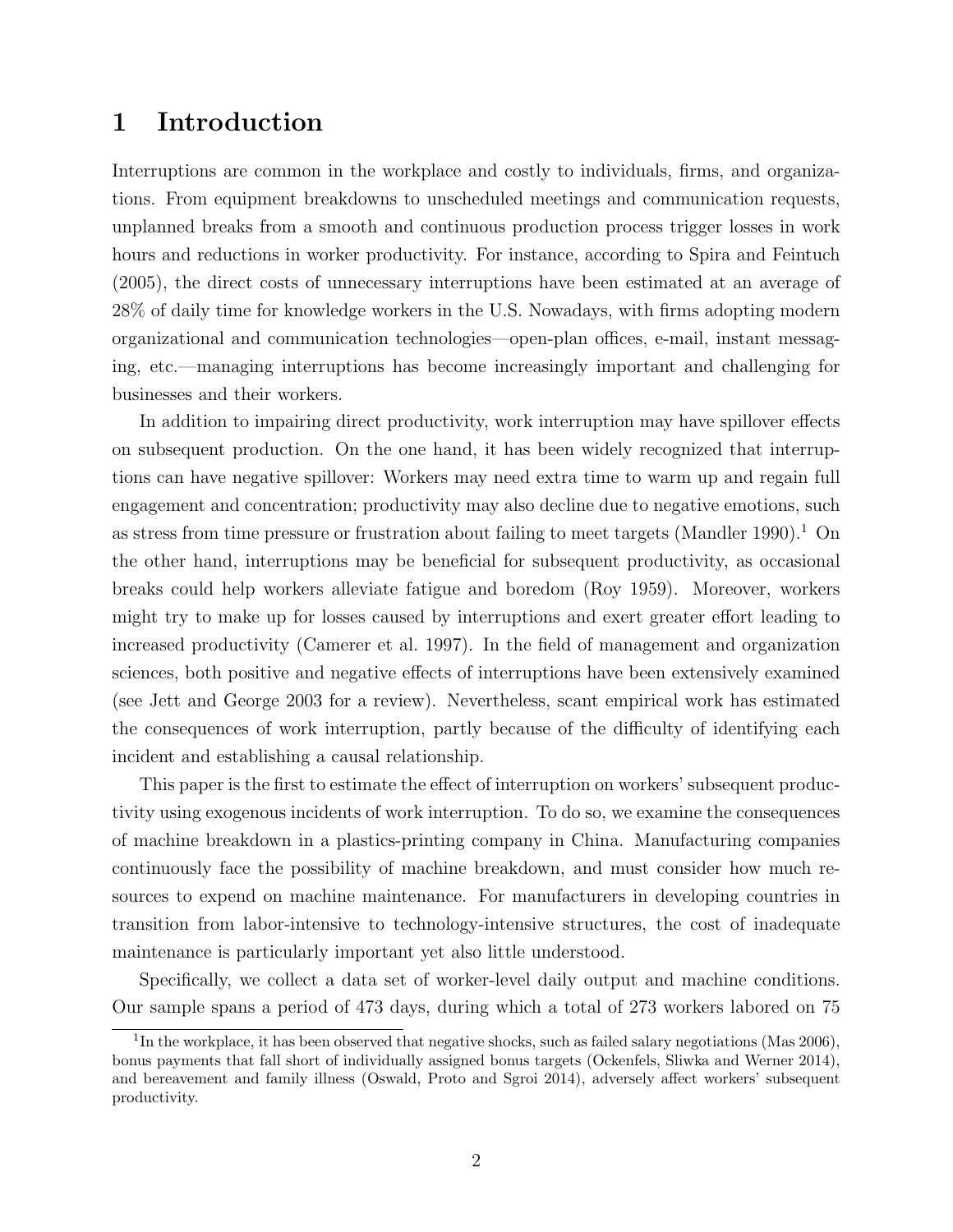# 1 Introduction

Interruptions are common in the workplace and costly to individuals, firms, and organizations. From equipment breakdowns to unscheduled meetings and communication requests, unplanned breaks from a smooth and continuous production process trigger losses in work hours and reductions in worker productivity. For instance, according to Spira and Feintuch (2005), the direct costs of unnecessary interruptions have been estimated at an average of 28% of daily time for knowledge workers in the U.S. Nowadays, with firms adopting modern organizational and communication technologies—open-plan offices, e-mail, instant messaging, etc.—managing interruptions has become increasingly important and challenging for businesses and their workers.

In addition to impairing direct productivity, work interruption may have spillover effects on subsequent production. On the one hand, it has been widely recognized that interruptions can have negative spillover: Workers may need extra time to warm up and regain full engagement and concentration; productivity may also decline due to negative emotions, such as stress from time pressure or frustration about failing to meet targets (Mandler 1990).[1] On the other hand, interruptions may be beneficial for subsequent productivity, as occasional breaks could help workers alleviate fatigue and boredom (Roy 1959). Moreover, workers might try to make up for losses caused by interruptions and exert greater effort leading to increased productivity (Camerer et al. 1997). In the field of management and organization sciences, both positive and negative effects of interruptions have been extensively examined (see Jett and George 2003 for a review). Nevertheless, scant empirical work has estimated the consequences of work interruption, partly because of the difficulty of identifying each incident and establishing a causal relationship.

This paper is the first to estimate the effect of interruption on workers' subsequent productivity using exogenous incidents of work interruption. To do so, we examine the consequences of machine breakdown in a plastics-printing company in China. Manufacturing companies continuously face the possibility of machine breakdown, and must consider how much resources to expend on machine maintenance. For manufacturers in developing countries in transition from labor-intensive to technology-intensive structures, the cost of inadequate maintenance is particularly important yet also little understood.

Specifically, we collect a data set of worker-level daily output and machine conditions. Our sample spans a period of 473 days, during which a total of 273 workers labored on 75

[1] In the workplace, it has been observed that negative shocks, such as failed salary negotiations (Mas 2006), bonus payments that fall short of individually assigned bonus targets (Ockenfels, Sliwka and Werner 2014), and bereavement and family illness (Oswald, Proto and Sgroi 2014), adversely affect workers' subsequent productivity.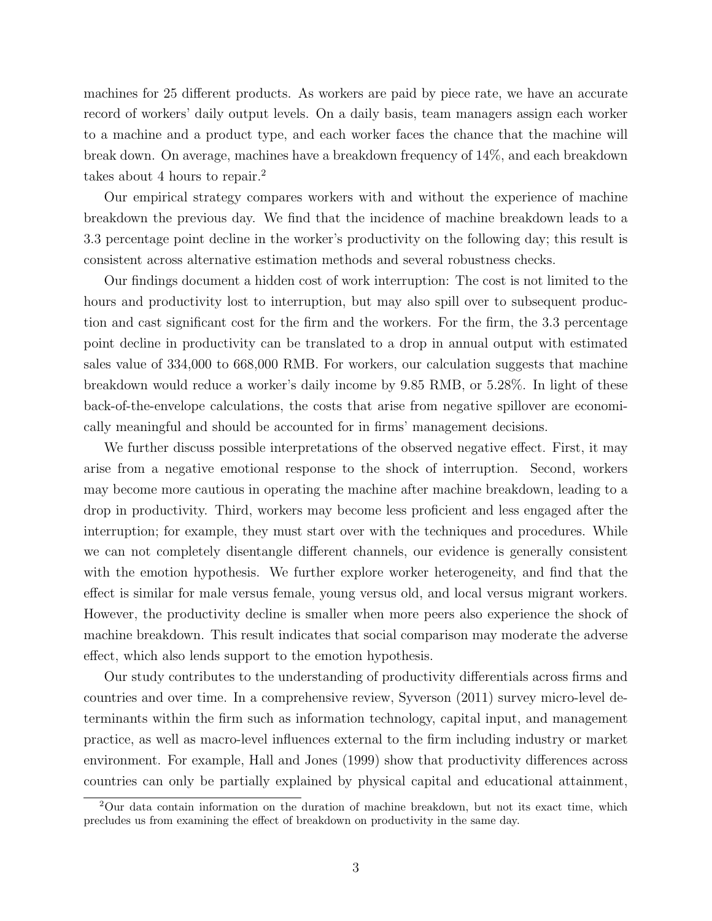machines for 25 different products. As workers are paid by piece rate, we have an accurate record of workers' daily output levels. On a daily basis, team managers assign each worker to a machine and a product type, and each worker faces the chance that the machine will break down. On average, machines have a breakdown frequency of 14%, and each breakdown takes about 4 hours to repair.[2]

Our empirical strategy compares workers with and without the experience of machine breakdown the previous day. We find that the incidence of machine breakdown leads to a 3.3 percentage point decline in the worker's productivity on the following day; this result is consistent across alternative estimation methods and several robustness checks.

Our findings document a hidden cost of work interruption: The cost is not limited to the hours and productivity lost to interruption, but may also spill over to subsequent production and cast significant cost for the firm and the workers. For the firm, the 3.3 percentage point decline in productivity can be translated to a drop in annual output with estimated sales value of 334,000 to 668,000 RMB. For workers, our calculation suggests that machine breakdown would reduce a worker's daily income by 9.85 RMB, or 5.28%. In light of these back-of-the-envelope calculations, the costs that arise from negative spillover are economically meaningful and should be accounted for in firms' management decisions.

We further discuss possible interpretations of the observed negative effect. First, it may arise from a negative emotional response to the shock of interruption. Second, workers may become more cautious in operating the machine after machine breakdown, leading to a drop in productivity. Third, workers may become less proficient and less engaged after the interruption; for example, they must start over with the techniques and procedures. While we can not completely disentangle different channels, our evidence is generally consistent with the emotion hypothesis. We further explore worker heterogeneity, and find that the effect is similar for male versus female, young versus old, and local versus migrant workers. However, the productivity decline is smaller when more peers also experience the shock of machine breakdown. This result indicates that social comparison may moderate the adverse effect, which also lends support to the emotion hypothesis.

Our study contributes to the understanding of productivity differentials across firms and countries and over time. In a comprehensive review, Syverson (2011) survey micro-level determinants within the firm such as information technology, capital input, and management practice, as well as macro-level influences external to the firm including industry or market environment. For example, Hall and Jones (1999) show that productivity differences across countries can only be partially explained by physical capital and educational attainment,

[2]Our data contain information on the duration of machine breakdown, but not its exact time, which precludes us from examining the effect of breakdown on productivity in the same day.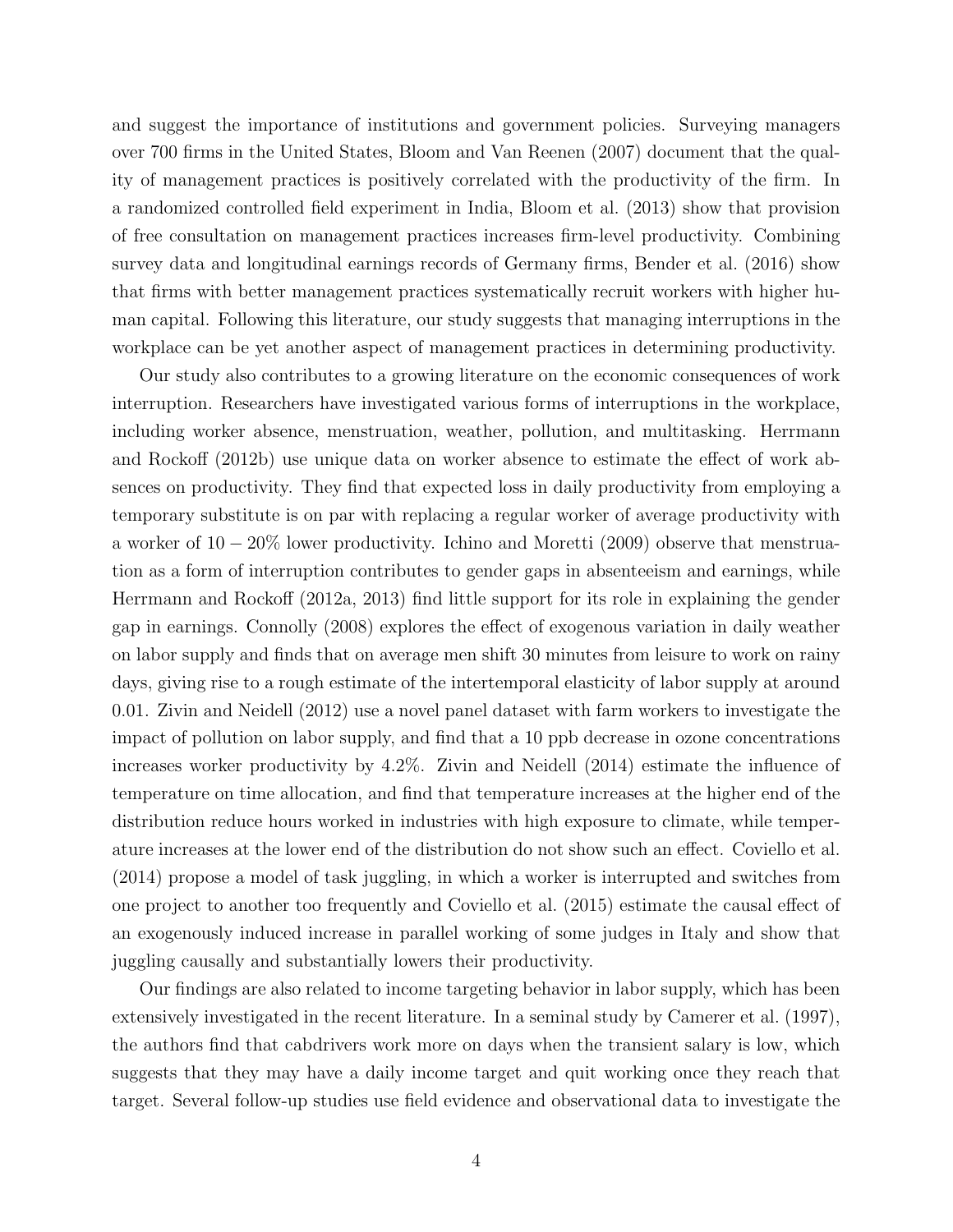and suggest the importance of institutions and government policies. Surveying managers over 700 firms in the United States, Bloom and Van Reenen (2007) document that the quality of management practices is positively correlated with the productivity of the firm. In a randomized controlled field experiment in India, Bloom et al. (2013) show that provision of free consultation on management practices increases firm-level productivity. Combining survey data and longitudinal earnings records of Germany firms, Bender et al. (2016) show that firms with better management practices systematically recruit workers with higher human capital. Following this literature, our study suggests that managing interruptions in the workplace can be yet another aspect of management practices in determining productivity.

Our study also contributes to a growing literature on the economic consequences of work interruption. Researchers have investigated various forms of interruptions in the workplace, including worker absence, menstruation, weather, pollution, and multitasking. Herrmann and Rockoff (2012b) use unique data on worker absence to estimate the effect of work absences on productivity. They find that expected loss in daily productivity from employing a temporary substitute is on par with replacing a regular worker of average productivity with a worker of $10 - 20\%$ lower productivity. Ichino and Moretti (2009) observe that menstruation as a form of interruption contributes to gender gaps in absenteeism and earnings, while Herrmann and Rockoff (2012a, 2013) find little support for its role in explaining the gender gap in earnings. Connolly (2008) explores the effect of exogenous variation in daily weather on labor supply and finds that on average men shift 30 minutes from leisure to work on rainy days, giving rise to a rough estimate of the intertemporal elasticity of labor supply at around 0.01. Zivin and Neidell (2012) use a novel panel dataset with farm workers to investigate the impact of pollution on labor supply, and find that a 10 ppb decrease in ozone concentrations increases worker productivity by 4.2%. Zivin and Neidell (2014) estimate the influence of temperature on time allocation, and find that temperature increases at the higher end of the distribution reduce hours worked in industries with high exposure to climate, while temperature increases at the lower end of the distribution do not show such an effect. Coviello et al. (2014) propose a model of task juggling, in which a worker is interrupted and switches from one project to another too frequently and Coviello et al. (2015) estimate the causal effect of an exogenously induced increase in parallel working of some judges in Italy and show that juggling causally and substantially lowers their productivity.

Our findings are also related to income targeting behavior in labor supply, which has been extensively investigated in the recent literature. In a seminal study by Camerer et al. (1997), the authors find that cabdrivers work more on days when the transient salary is low, which suggests that they may have a daily income target and quit working once they reach that target. Several follow-up studies use field evidence and observational data to investigate the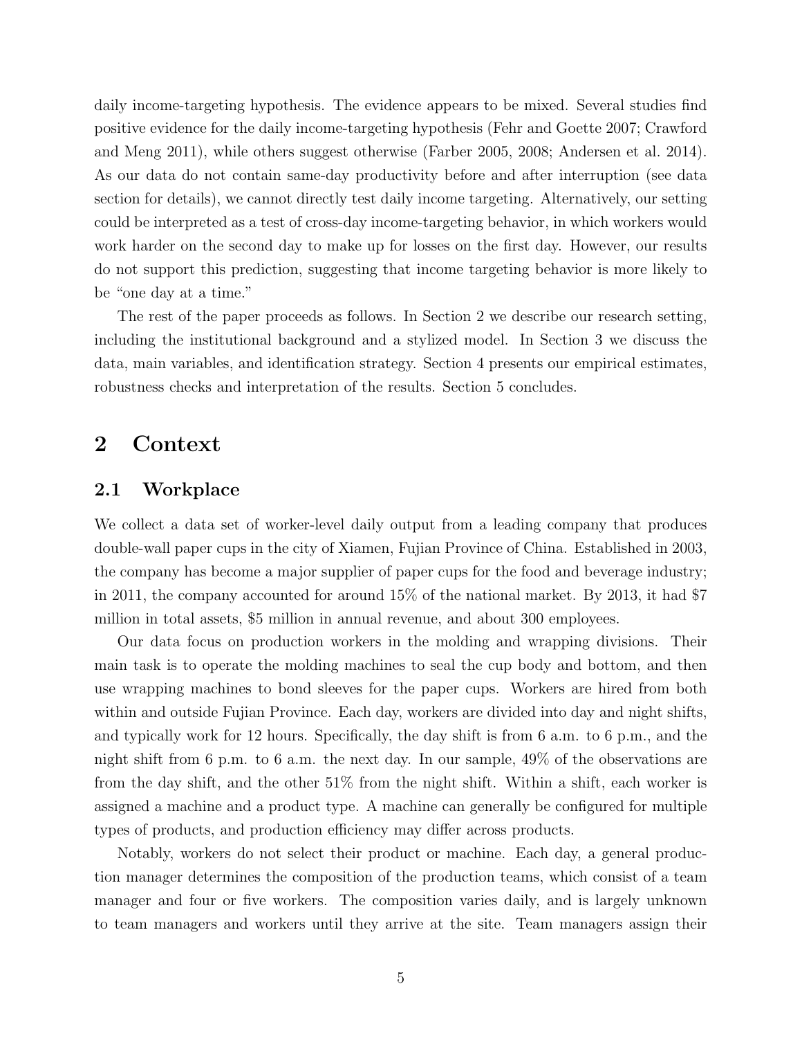daily income-targeting hypothesis. The evidence appears to be mixed. Several studies find positive evidence for the daily income-targeting hypothesis (Fehr and Goette 2007; Crawford and Meng 2011), while others suggest otherwise (Farber 2005, 2008; Andersen et al. 2014). As our data do not contain same-day productivity before and after interruption (see data section for details), we cannot directly test daily income targeting. Alternatively, our setting could be interpreted as a test of cross-day income-targeting behavior, in which workers would work harder on the second day to make up for losses on the first day. However, our results do not support this prediction, suggesting that income targeting behavior is more likely to be "one day at a time."

The rest of the paper proceeds as follows. In Section 2 we describe our research setting, including the institutional background and a stylized model. In Section 3 we discuss the data, main variables, and identification strategy. Section 4 presents our empirical estimates, robustness checks and interpretation of the results. Section 5 concludes.

# 2 Context

## 2.1 Workplace

We collect a data set of worker-level daily output from a leading company that produces double-wall paper cups in the city of Xiamen, Fujian Province of China. Established in 2003, the company has become a major supplier of paper cups for the food and beverage industry; in 2011, the company accounted for around 15% of the national market. By 2013, it had $7 million in total assets, $5 million in annual revenue, and about 300 employees.

Our data focus on production workers in the molding and wrapping divisions. Their main task is to operate the molding machines to seal the cup body and bottom, and then use wrapping machines to bond sleeves for the paper cups. Workers are hired from both within and outside Fujian Province. Each day, workers are divided into day and night shifts, and typically work for 12 hours. Specifically, the day shift is from 6 a.m. to 6 p.m., and the night shift from 6 p.m. to 6 a.m. the next day. In our sample, 49% of the observations are from the day shift, and the other 51% from the night shift. Within a shift, each worker is assigned a machine and a product type. A machine can generally be configured for multiple types of products, and production efficiency may differ across products.

Notably, workers do not select their product or machine. Each day, a general production manager determines the composition of the production teams, which consist of a team manager and four or five workers. The composition varies daily, and is largely unknown to team managers and workers until they arrive at the site. Team managers assign their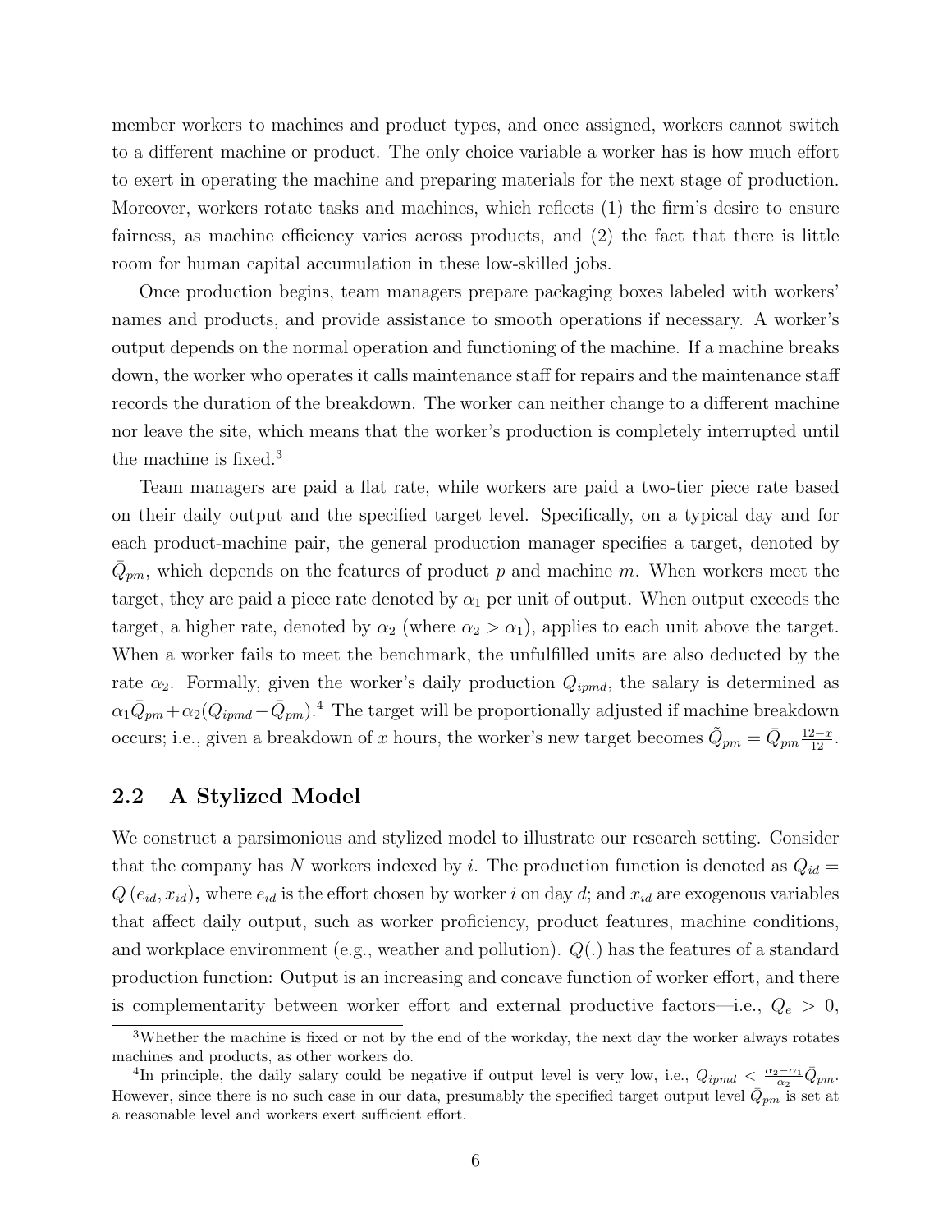member workers to machines and product types, and once assigned, workers cannot switch to a different machine or product. The only choice variable a worker has is how much effort to exert in operating the machine and preparing materials for the next stage of production. Moreover, workers rotate tasks and machines, which reflects (1) the firm's desire to ensure fairness, as machine efficiency varies across products, and (2) the fact that there is little room for human capital accumulation in these low-skilled jobs.

Once production begins, team managers prepare packaging boxes labeled with workers' names and products, and provide assistance to smooth operations if necessary. A worker's output depends on the normal operation and functioning of the machine. If a machine breaks down, the worker who operates it calls maintenance staff for repairs and the maintenance staff records the duration of the breakdown. The worker can neither change to a different machine nor leave the site, which means that the worker's production is completely interrupted until the machine is fixed.[3]

Team managers are paid a flat rate, while workers are paid a two-tier piece rate based on their daily output and the specified target level. Specifically, on a typical day and for each product-machine pair, the general production manager specifies a target, denoted by $\bar{Q}_{pm}$, which depends on the features of product $p$ and machine $m$. When workers meet the target, they are paid a piece rate denoted by $\alpha_1$ per unit of output. When output exceeds the target, a higher rate, denoted by $\alpha_2$ (where $\alpha_2 > \alpha_1$), applies to each unit above the target. When a worker fails to meet the benchmark, the unfulfilled units are also deducted by the rate $\alpha_2$. Formally, given the worker's daily production $Q_{ipmd}$, the salary is determined as $\alpha_1 \bar{Q}_{pm} + \alpha_2 (Q_{ipmd} - \bar{Q}_{pm})$.[4] The target will be proportionally adjusted if machine breakdown occurs; i.e., given a breakdown of $x$ hours, the worker's new target becomes $\tilde{Q}_{pm} = \bar{Q}_{pm} \frac{12-x}{12}$.

## 2.2 A Stylized Model

We construct a parsimonious and stylized model to illustrate our research setting. Consider that the company has $N$ workers indexed by $i$. The production function is denoted as $Q_{id} = Q\left(e_{id}, x_{id}\right)$, where $e_{id}$ is the effort chosen by worker $i$ on day $d$; and $x_{id}$ are exogenous variables that affect daily output, such as worker proficiency, product features, machine conditions, and workplace environment (e.g., weather and pollution). $Q(.)$ has the features of a standard production function: Output is an increasing and concave function of worker effort, and there is complementarity between worker effort and external productive factors—i.e., $Q_e > 0$,

[3] Whether the machine is fixed or not by the end of the workday, the next day the worker always rotates machines and products, as other workers do.

[4] In principle, the daily salary could be negative if output level is very low, i.e., $Q_{ipmd} < \frac{\alpha_2 - \alpha_1}{\alpha_2} \bar{Q}_{pm}$. However, since there is no such case in our data, presumably the specified target output level $\bar{Q}_{pm}$ is set at a reasonable level and workers exert sufficient effort.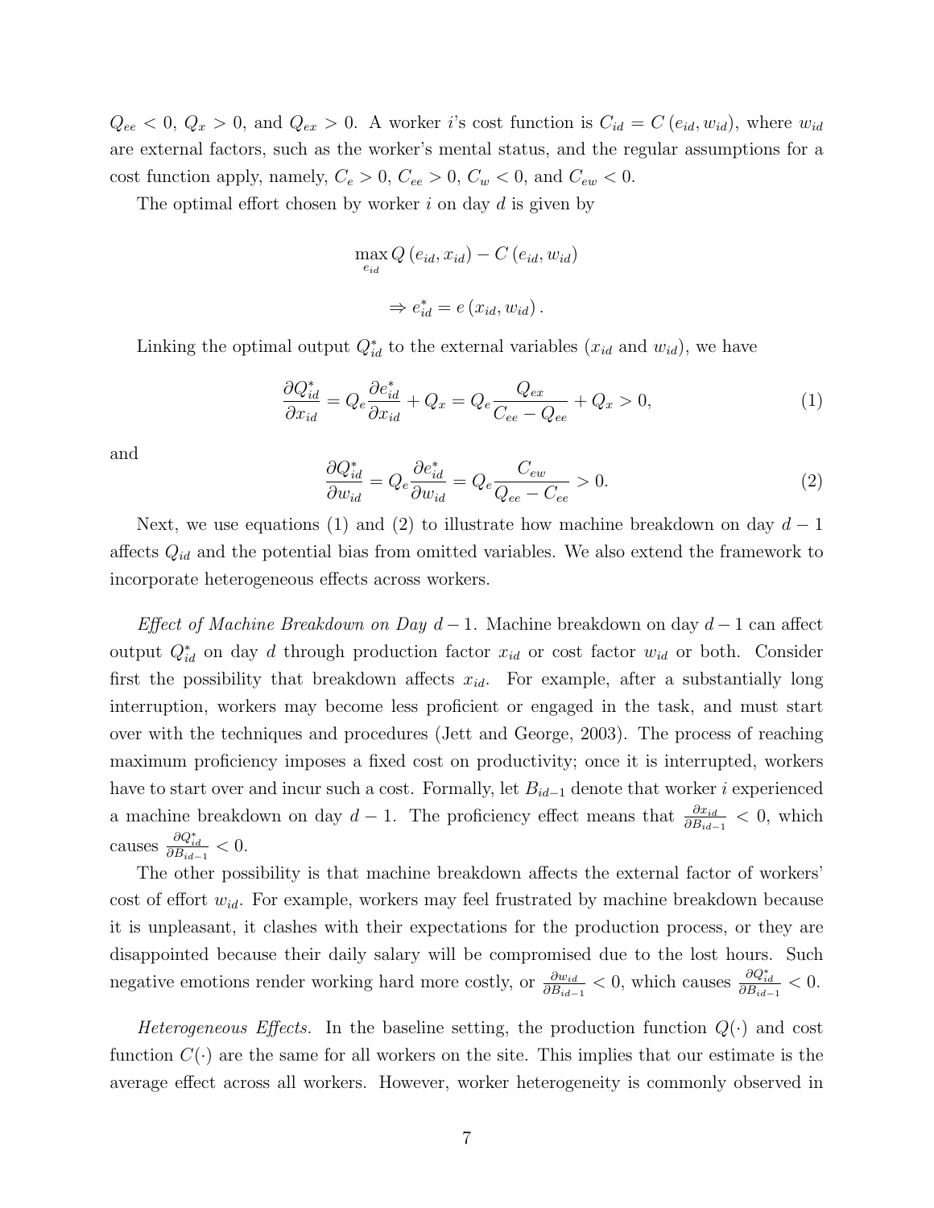$Q_{ee} < 0$, $Q_x > 0$, and $Q_{ex} > 0$. A worker $i$'s cost function is $C_{id} = C(e_{id}, w_{id})$, where $w_{id}$ are external factors, such as the worker's mental status, and the regular assumptions for a cost function apply, namely, $C_e > 0$, $C_{ee} > 0$, $C_w < 0$, and $C_{ew} < 0$.

The optimal effort chosen by worker $i$ on day $d$ is given by

$$\max_{e_{id}} Q(e_{id}, x_{id}) - C(e_{id}, w_{id})$$

$$\Rightarrow e^*_{id} = e(x_{id}, w_{id}).$$

Linking the optimal output $Q^*_{id}$ to the external variables ($x_{id}$ and $w_{id}$), we have

$$\frac{\partial Q^*_{id}}{\partial x_{id}} = Q_e \frac{\partial e^*_{id}}{\partial x_{id}} + Q_x = Q_e \frac{Q_{ex}}{C_{ee} - Q_{ee}} + Q_x > 0, \tag{1}$$

and

$$\frac{\partial Q^*_{id}}{\partial w_{id}} = Q_e \frac{\partial e^*_{id}}{\partial w_{id}} = Q_e \frac{C_{ew}}{Q_{ee} - C_{ee}} > 0. \tag{2}$$

Next, we use equations (1) and (2) to illustrate how machine breakdown on day $d-1$ affects $Q_{id}$ and the potential bias from omitted variables. We also extend the framework to incorporate heterogeneous effects across workers.

*Effect of Machine Breakdown on Day $d-1$.* Machine breakdown on day $d-1$ can affect output $Q^*_{id}$ on day $d$ through production factor $x_{id}$ or cost factor $w_{id}$ or both. Consider first the possibility that breakdown affects $x_{id}$. For example, after a substantially long interruption, workers may become less proficient or engaged in the task, and must start over with the techniques and procedures (Jett and George, 2003). The process of reaching maximum proficiency imposes a fixed cost on productivity; once it is interrupted, workers have to start over and incur such a cost. Formally, let $B_{id-1}$ denote that worker $i$ experienced a machine breakdown on day $d-1$. The proficiency effect means that $\frac{\partial x_{id}}{\partial B_{id-1}} < 0$, which causes $\frac{\partial Q^*_{id}}{\partial B_{id-1}} < 0$.

The other possibility is that machine breakdown affects the external factor of workers' cost of effort $w_{id}$. For example, workers may feel frustrated by machine breakdown because it is unpleasant, it clashes with their expectations for the production process, or they are disappointed because their daily salary will be compromised due to the lost hours. Such negative emotions render working hard more costly, or $\frac{\partial w_{id}}{\partial B_{id-1}} < 0$, which causes $\frac{\partial Q^*_{id}}{\partial B_{id-1}} < 0$.

*Heterogeneous Effects.* In the baseline setting, the production function $Q(\cdot)$ and cost function $C(\cdot)$ are the same for all workers on the site. This implies that our estimate is the average effect across all workers. However, worker heterogeneity is commonly observed in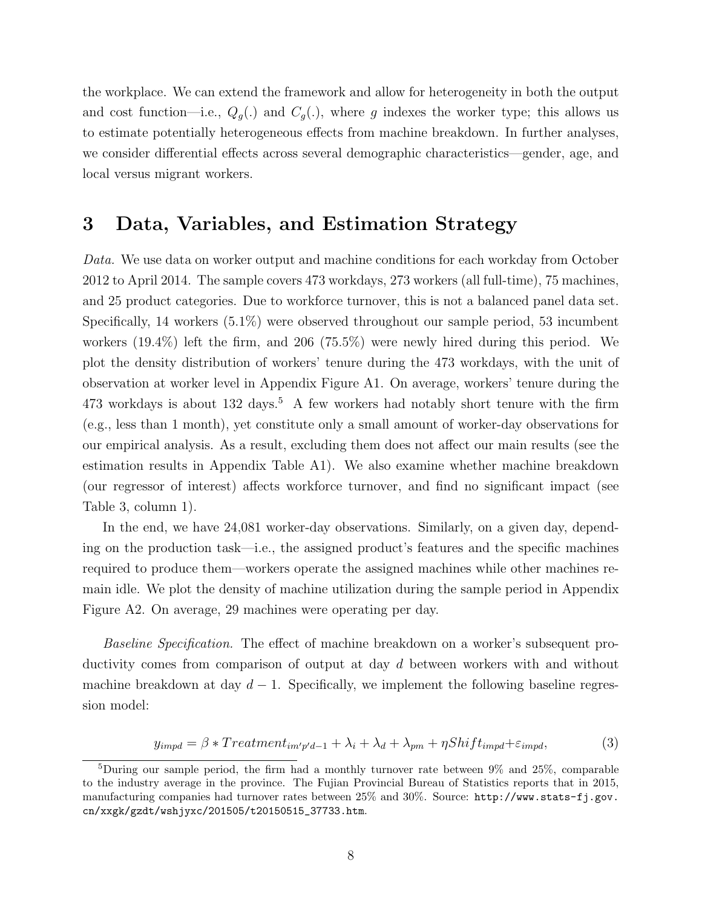the workplace. We can extend the framework and allow for heterogeneity in both the output and cost function—i.e., $Q_g(.)$ and $C_g(.)$, where $g$ indexes the worker type; this allows us to estimate potentially heterogeneous effects from machine breakdown. In further analyses, we consider differential effects across several demographic characteristics—gender, age, and local versus migrant workers.

# 3 Data, Variables, and Estimation Strategy

*Data.* We use data on worker output and machine conditions for each workday from October 2012 to April 2014. The sample covers 473 workdays, 273 workers (all full-time), 75 machines, and 25 product categories. Due to workforce turnover, this is not a balanced panel data set. Specifically, 14 workers (5.1%) were observed throughout our sample period, 53 incumbent workers (19.4%) left the firm, and 206 (75.5%) were newly hired during this period. We plot the density distribution of workers' tenure during the 473 workdays, with the unit of observation at worker level in Appendix Figure A1. On average, workers' tenure during the 473 workdays is about 132 days.[5] A few workers had notably short tenure with the firm (e.g., less than 1 month), yet constitute only a small amount of worker-day observations for our empirical analysis. As a result, excluding them does not affect our main results (see the estimation results in Appendix Table A1). We also examine whether machine breakdown (our regressor of interest) affects workforce turnover, and find no significant impact (see Table 3, column 1).

In the end, we have 24,081 worker-day observations. Similarly, on a given day, depending on the production task—i.e., the assigned product's features and the specific machines required to produce them—workers operate the assigned machines while other machines remain idle. We plot the density of machine utilization during the sample period in Appendix Figure A2. On average, 29 machines were operating per day.

*Baseline Specification.* The effect of machine breakdown on a worker's subsequent productivity comes from comparison of output at day $d$ between workers with and without machine breakdown at day $d-1$. Specifically, we implement the following baseline regression model:

$$y_{impd} = \beta * Treatment_{im'p'd-1} + \lambda_i + \lambda_d + \lambda_{pm} + \eta Shift_{impd} + \varepsilon_{impd}, \tag{3}$$

[5] During our sample period, the firm had a monthly turnover rate between 9% and 25%, comparable to the industry average in the province. The Fujian Provincial Bureau of Statistics reports that in 2015, manufacturing companies had turnover rates between 25% and 30%. Source: http://www.stats-fj.gov.cn/xxgk/gzdt/wshjyxc/201505/t20150515_37733.htm.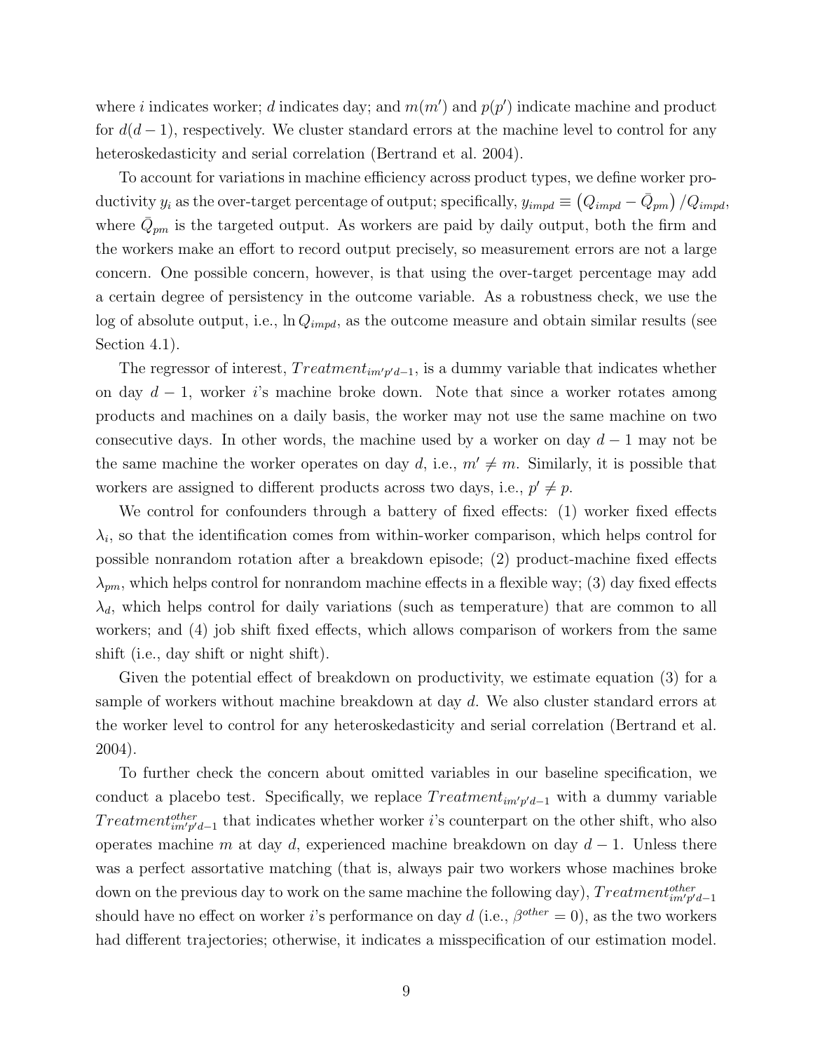where $i$ indicates worker; $d$ indicates day; and $m(m')$ and $p(p')$ indicate machine and product for $d(d-1)$, respectively. We cluster standard errors at the machine level to control for any heteroskedasticity and serial correlation (Bertrand et al. 2004).

To account for variations in machine efficiency across product types, we define worker productivity $y_i$ as the over-target percentage of output; specifically, $y_{impd} \equiv \left(Q_{impd} - \bar{Q}_{pm}\right)/Q_{impd}$, where $\bar{Q}_{pm}$ is the targeted output. As workers are paid by daily output, both the firm and the workers make an effort to record output precisely, so measurement errors are not a large concern. One possible concern, however, is that using the over-target percentage may add a certain degree of persistency in the outcome variable. As a robustness check, we use the log of absolute output, i.e., $\ln Q_{impd}$, as the outcome measure and obtain similar results (see Section 4.1).

The regressor of interest, $Treatment_{im'p'd-1}$, is a dummy variable that indicates whether on day $d-1$, worker $i$'s machine broke down. Note that since a worker rotates among products and machines on a daily basis, the worker may not use the same machine on two consecutive days. In other words, the machine used by a worker on day $d-1$ may not be the same machine the worker operates on day $d$, i.e., $m' \neq m$. Similarly, it is possible that workers are assigned to different products across two days, i.e., $p' \neq p$.

We control for confounders through a battery of fixed effects: (1) worker fixed effects $\lambda_i$, so that the identification comes from within-worker comparison, which helps control for possible nonrandom rotation after a breakdown episode; (2) product-machine fixed effects $\lambda_{pm}$, which helps control for nonrandom machine effects in a flexible way; (3) day fixed effects $\lambda_d$, which helps control for daily variations (such as temperature) that are common to all workers; and (4) job shift fixed effects, which allows comparison of workers from the same shift (i.e., day shift or night shift).

Given the potential effect of breakdown on productivity, we estimate equation (3) for a sample of workers without machine breakdown at day $d$. We also cluster standard errors at the worker level to control for any heteroskedasticity and serial correlation (Bertrand et al. 2004).

To further check the concern about omitted variables in our baseline specification, we conduct a placebo test. Specifically, we replace $Treatment_{im'p'd-1}$ with a dummy variable $Treatment^{other}_{im'p'd-1}$ that indicates whether worker $i$'s counterpart on the other shift, who also operates machine $m$ at day $d$, experienced machine breakdown on day $d-1$. Unless there was a perfect assortative matching (that is, always pair two workers whose machines broke down on the previous day to work on the same machine the following day), $Treatment^{other}_{im'p'd-1}$ should have no effect on worker $i$'s performance on day $d$ (i.e., $\beta^{other} = 0$), as the two workers had different trajectories; otherwise, it indicates a misspecification of our estimation model.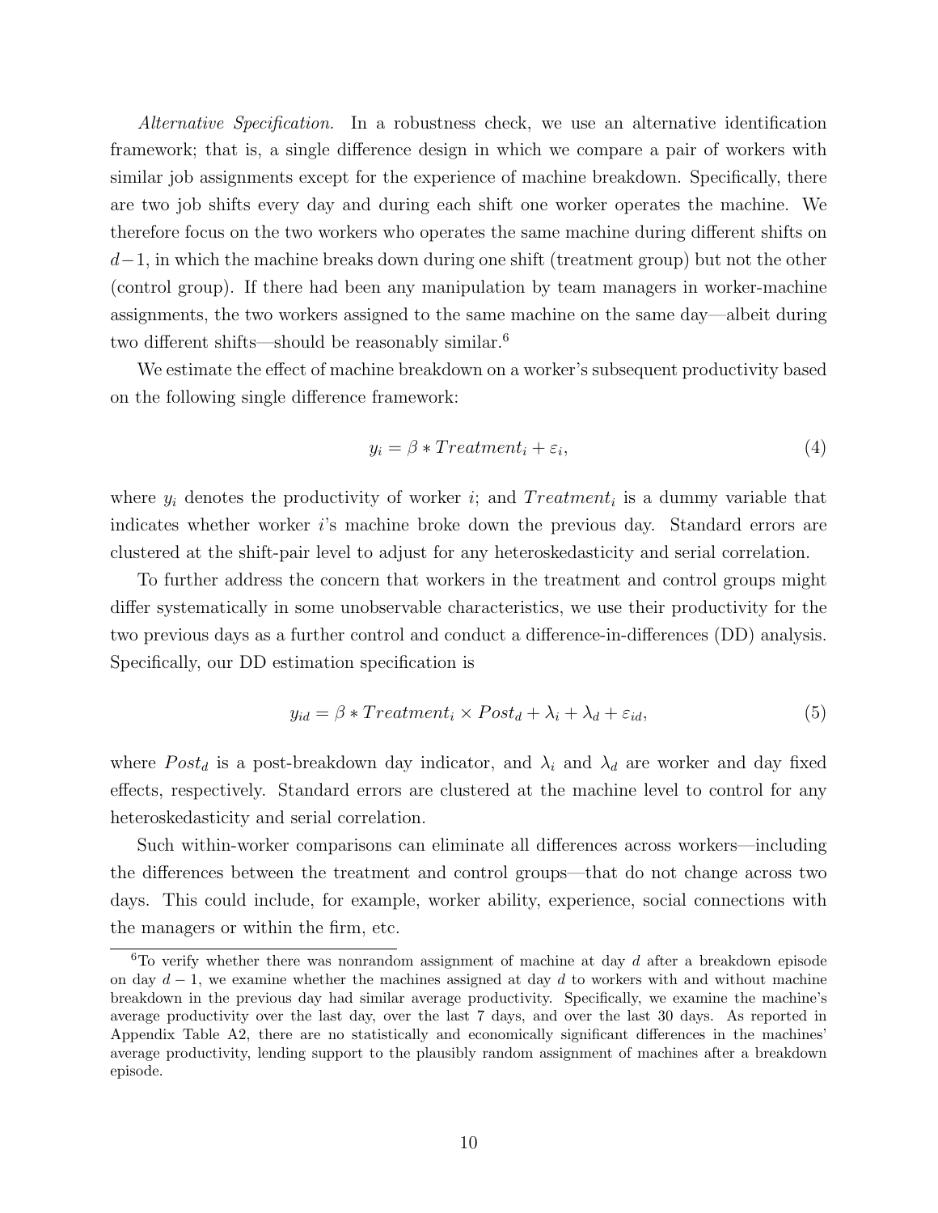*Alternative Specification.* In a robustness check, we use an alternative identification framework; that is, a single difference design in which we compare a pair of workers with similar job assignments except for the experience of machine breakdown. Specifically, there are two job shifts every day and during each shift one worker operates the machine. We therefore focus on the two workers who operates the same machine during different shifts on $d-1$, in which the machine breaks down during one shift (treatment group) but not the other (control group). If there had been any manipulation by team managers in worker-machine assignments, the two workers assigned to the same machine on the same day—albeit during two different shifts—should be reasonably similar.[6]

We estimate the effect of machine breakdown on a worker's subsequent productivity based on the following single difference framework:

$$y_i = \beta * Treatment_i + \varepsilon_i, \tag{4}$$

where $y_i$ denotes the productivity of worker $i$; and $Treatment_i$ is a dummy variable that indicates whether worker $i$'s machine broke down the previous day. Standard errors are clustered at the shift-pair level to adjust for any heteroskedasticity and serial correlation.

To further address the concern that workers in the treatment and control groups might differ systematically in some unobservable characteristics, we use their productivity for the two previous days as a further control and conduct a difference-in-differences (DD) analysis. Specifically, our DD estimation specification is

$$y_{id} = \beta * Treatment_i \times Post_d + \lambda_i + \lambda_d + \varepsilon_{id}, \tag{5}$$

where $Post_d$ is a post-breakdown day indicator, and $\lambda_i$ and $\lambda_d$ are worker and day fixed effects, respectively. Standard errors are clustered at the machine level to control for any heteroskedasticity and serial correlation.

Such within-worker comparisons can eliminate all differences across workers—including the differences between the treatment and control groups—that do not change across two days. This could include, for example, worker ability, experience, social connections with the managers or within the firm, etc.

[6] To verify whether there was nonrandom assignment of machine at day $d$ after a breakdown episode on day $d-1$, we examine whether the machines assigned at day $d$ to workers with and without machine breakdown in the previous day had similar average productivity. Specifically, we examine the machine's average productivity over the last day, over the last 7 days, and over the last 30 days. As reported in Appendix Table A2, there are no statistically and economically significant differences in the machines' average productivity, lending support to the plausibly random assignment of machines after a breakdown episode.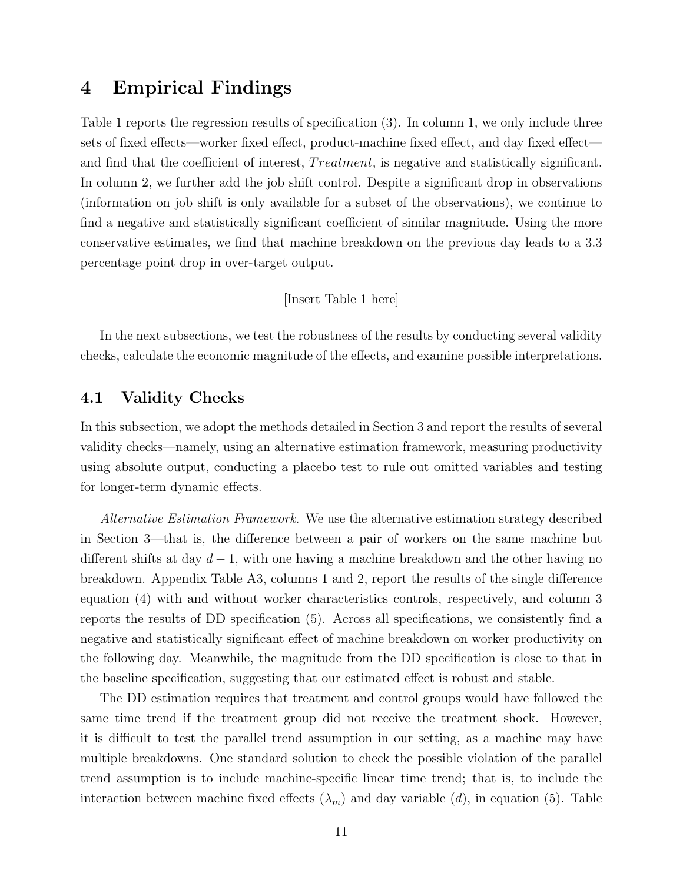# 4 Empirical Findings

Table 1 reports the regression results of specification (3). In column 1, we only include three sets of fixed effects—worker fixed effect, product-machine fixed effect, and day fixed effect—and find that the coefficient of interest, $Treatment$, is negative and statistically significant. In column 2, we further add the job shift control. Despite a significant drop in observations (information on job shift is only available for a subset of the observations), we continue to find a negative and statistically significant coefficient of similar magnitude. Using the more conservative estimates, we find that machine breakdown on the previous day leads to a 3.3 percentage point drop in over-target output.

[Insert Table 1 here]

In the next subsections, we test the robustness of the results by conducting several validity checks, calculate the economic magnitude of the effects, and examine possible interpretations.

## 4.1 Validity Checks

In this subsection, we adopt the methods detailed in Section 3 and report the results of several validity checks—namely, using an alternative estimation framework, measuring productivity using absolute output, conducting a placebo test to rule out omitted variables and testing for longer-term dynamic effects.

*Alternative Estimation Framework.* We use the alternative estimation strategy described in Section 3—that is, the difference between a pair of workers on the same machine but different shifts at day $d-1$, with one having a machine breakdown and the other having no breakdown. Appendix Table A3, columns 1 and 2, report the results of the single difference equation (4) with and without worker characteristics controls, respectively, and column 3 reports the results of DD specification (5). Across all specifications, we consistently find a negative and statistically significant effect of machine breakdown on worker productivity on the following day. Meanwhile, the magnitude from the DD specification is close to that in the baseline specification, suggesting that our estimated effect is robust and stable.

The DD estimation requires that treatment and control groups would have followed the same time trend if the treatment group did not receive the treatment shock. However, it is difficult to test the parallel trend assumption in our setting, as a machine may have multiple breakdowns. One standard solution to check the possible violation of the parallel trend assumption is to include machine-specific linear time trend; that is, to include the interaction between machine fixed effects ($\lambda_m$) and day variable ($d$), in equation (5). Table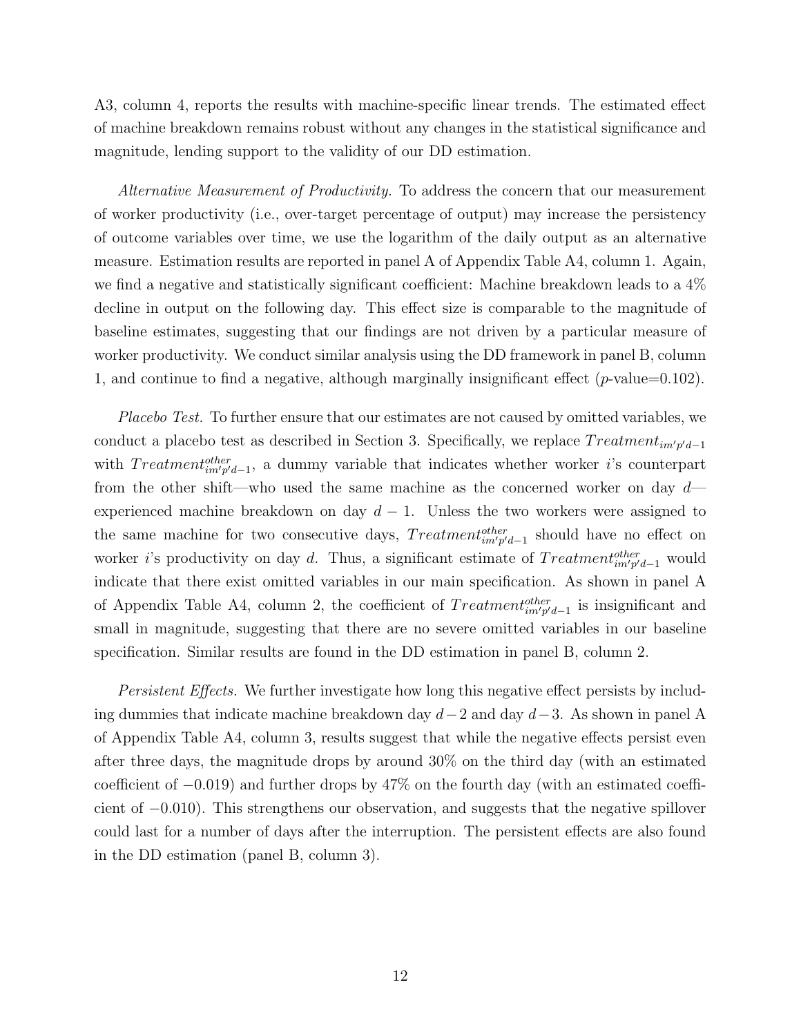A3, column 4, reports the results with machine-specific linear trends. The estimated effect of machine breakdown remains robust without any changes in the statistical significance and magnitude, lending support to the validity of our DD estimation.

*Alternative Measurement of Productivity.* To address the concern that our measurement of worker productivity (i.e., over-target percentage of output) may increase the persistency of outcome variables over time, we use the logarithm of the daily output as an alternative measure. Estimation results are reported in panel A of Appendix Table A4, column 1. Again, we find a negative and statistically significant coefficient: Machine breakdown leads to a 4% decline in output on the following day. This effect size is comparable to the magnitude of baseline estimates, suggesting that our findings are not driven by a particular measure of worker productivity. We conduct similar analysis using the DD framework in panel B, column 1, and continue to find a negative, although marginally insignificant effect ($p$-value=0.102).

*Placebo Test.* To further ensure that our estimates are not caused by omitted variables, we conduct a placebo test as described in Section 3. Specifically, we replace $Treatment_{im'p'd-1}$ with $Treatment^{other}_{im'p'd-1}$, a dummy variable that indicates whether worker $i$'s counterpart from the other shift—who used the same machine as the concerned worker on day $d$—experienced machine breakdown on day $d-1$. Unless the two workers were assigned to the same machine for two consecutive days, $Treatment^{other}_{im'p'd-1}$ should have no effect on worker $i$'s productivity on day $d$. Thus, a significant estimate of $Treatment^{other}_{im'p'd-1}$ would indicate that there exist omitted variables in our main specification. As shown in panel A of Appendix Table A4, column 2, the coefficient of $Treatment^{other}_{im'p'd-1}$ is insignificant and small in magnitude, suggesting that there are no severe omitted variables in our baseline specification. Similar results are found in the DD estimation in panel B, column 2.

*Persistent Effects.* We further investigate how long this negative effect persists by including dummies that indicate machine breakdown day $d-2$ and day $d-3$. As shown in panel A of Appendix Table A4, column 3, results suggest that while the negative effects persist even after three days, the magnitude drops by around 30% on the third day (with an estimated coefficient of $-0.019$) and further drops by 47% on the fourth day (with an estimated coefficient of $-0.010$). This strengthens our observation, and suggests that the negative spillover could last for a number of days after the interruption. The persistent effects are also found in the DD estimation (panel B, column 3).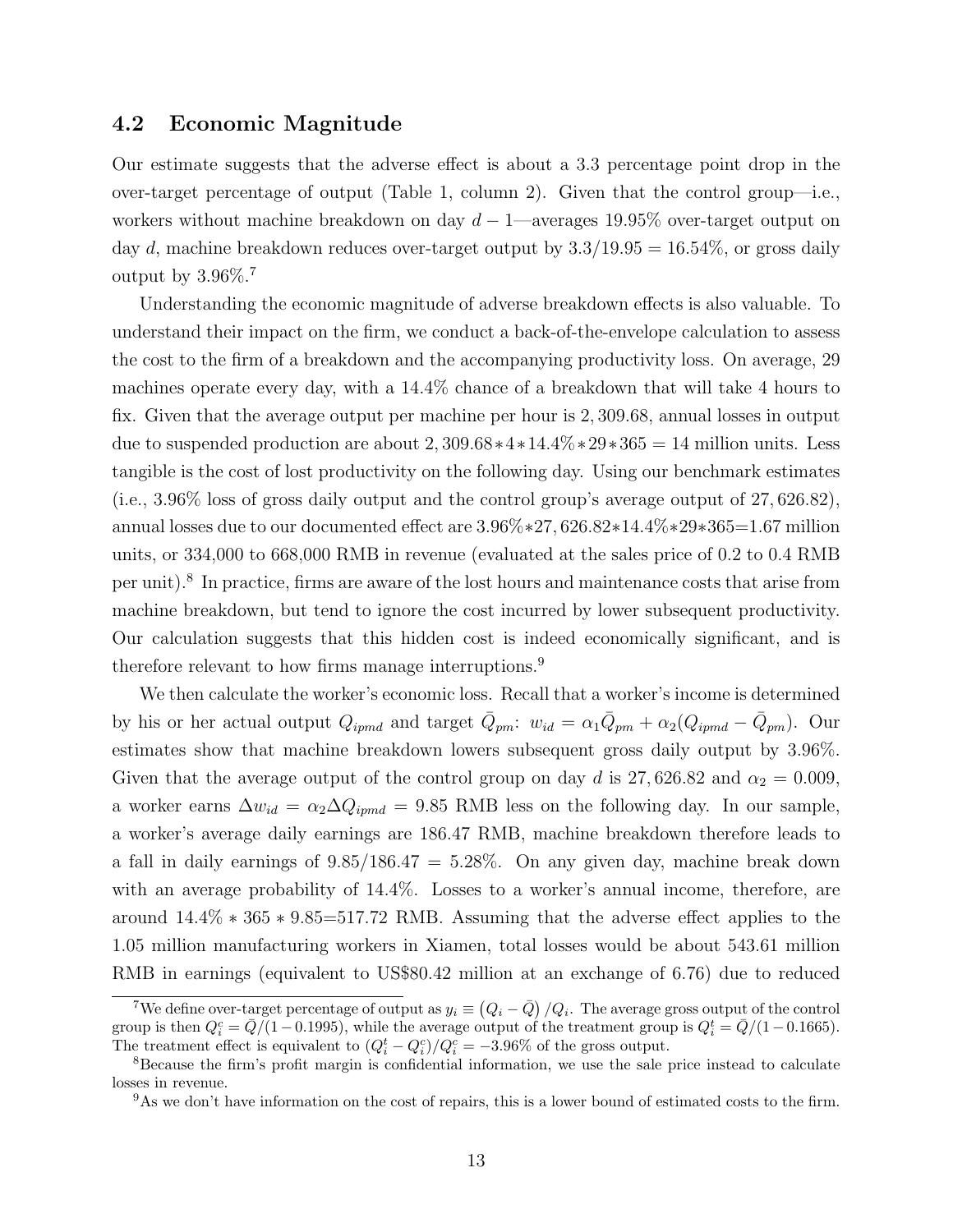## 4.2 Economic Magnitude

Our estimate suggests that the adverse effect is about a 3.3 percentage point drop in the over-target percentage of output (Table 1, column 2). Given that the control group—i.e., workers without machine breakdown on day $d-1$—averages 19.95% over-target output on day $d$, machine breakdown reduces over-target output by $3.3/19.95 = 16.54\%$, or gross daily output by 3.96%.[7]

Understanding the economic magnitude of adverse breakdown effects is also valuable. To understand their impact on the firm, we conduct a back-of-the-envelope calculation to assess the cost to the firm of a breakdown and the accompanying productivity loss. On average, 29 machines operate every day, with a 14.4% chance of a breakdown that will take 4 hours to fix. Given that the average output per machine per hour is 2,309.68, annual losses in output due to suspended production are about $2,309.68*4*14.4\%*29*365 = 14$ million units. Less tangible is the cost of lost productivity on the following day. Using our benchmark estimates (i.e., 3.96% loss of gross daily output and the control group's average output of 27,626.82), annual losses due to our documented effect are $3.96\%*27,626.82*14.4\%*29*365$=1.67 million units, or 334,000 to 668,000 RMB in revenue (evaluated at the sales price of 0.2 to 0.4 RMB per unit).[8] In practice, firms are aware of the lost hours and maintenance costs that arise from machine breakdown, but tend to ignore the cost incurred by lower subsequent productivity. Our calculation suggests that this hidden cost is indeed economically significant, and is therefore relevant to how firms manage interruptions.[9]

We then calculate the worker's economic loss. Recall that a worker's income is determined by his or her actual output $Q_{ipmd}$ and target $\bar{Q}_{pm}$: $w_{id} = \alpha_1 \bar{Q}_{pm} + \alpha_2 (Q_{ipmd} - \bar{Q}_{pm})$. Our estimates show that machine breakdown lowers subsequent gross daily output by 3.96%. Given that the average output of the control group on day $d$ is 27,626.82 and $\alpha_2 = 0.009$, a worker earns $\Delta w_{id} = \alpha_2 \Delta Q_{ipmd} = 9.85$ RMB less on the following day. In our sample, a worker's average daily earnings are 186.47 RMB, machine breakdown therefore leads to a fall in daily earnings of $9.85/186.47 = 5.28\%$. On any given day, machine break down with an average probability of 14.4%. Losses to a worker's annual income, therefore, are around $14.4\% * 365 * 9.85$=517.72 RMB. Assuming that the adverse effect applies to the 1.05 million manufacturing workers in Xiamen, total losses would be about 543.61 million RMB in earnings (equivalent to US$80.42 million at an exchange of 6.76) due to reduced

---

[7] We define over-target percentage of output as $y_i \equiv \left(Q_i - \bar{Q}\right)/Q_i$. The average gross output of the control group is then $Q_i^c = \bar{Q}/(1 - 0.1995)$, while the average output of the treatment group is $Q_i^t = \bar{Q}/(1 - 0.1665)$. The treatment effect is equivalent to $(Q_i^t - Q_i^c)/Q_i^c = -3.96\%$ of the gross output.

[8] Because the firm's profit margin is confidential information, we use the sale price instead to calculate losses in revenue.

[9] As we don't have information on the cost of repairs, this is a lower bound of estimated costs to the firm.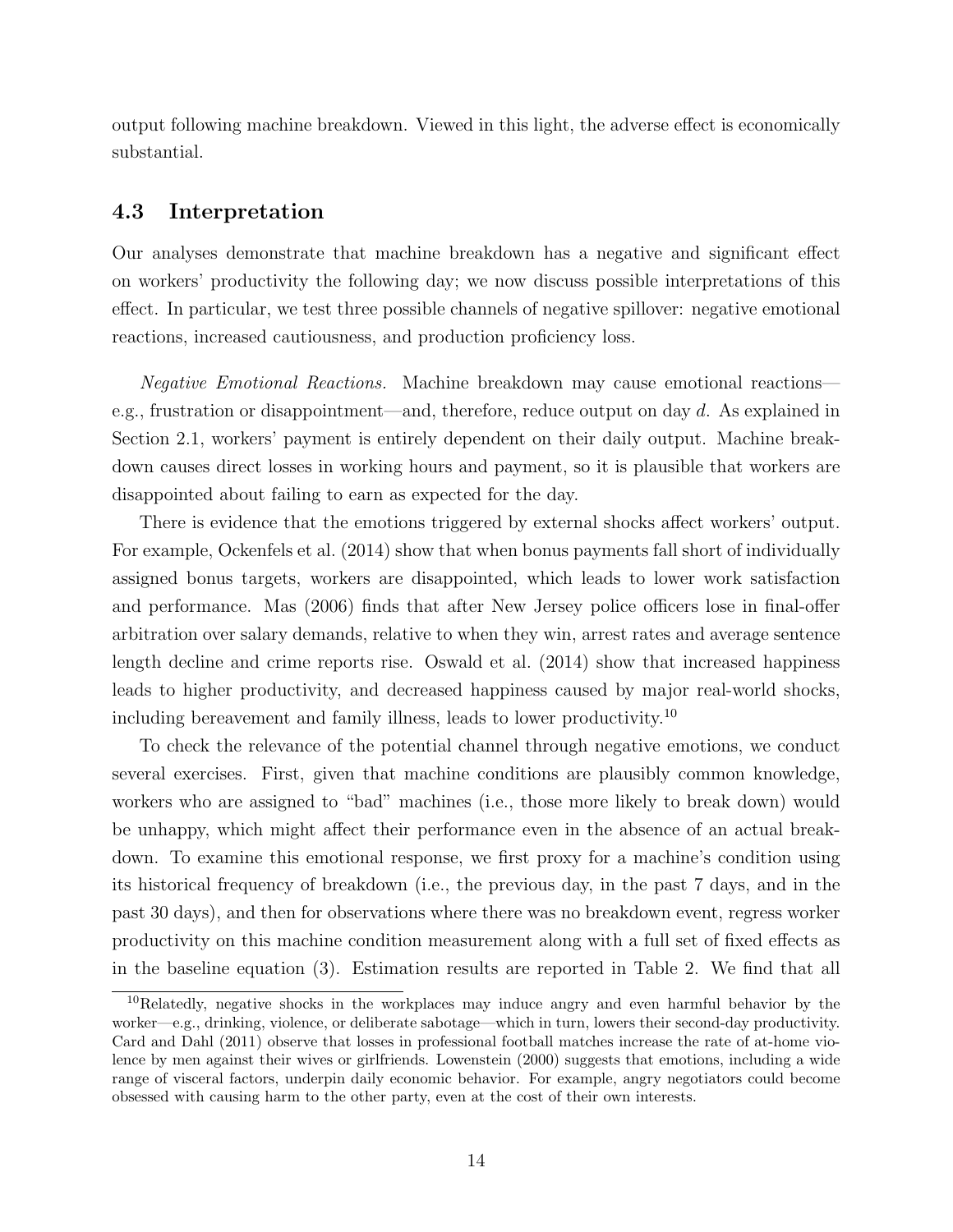output following machine breakdown. Viewed in this light, the adverse effect is economically substantial.

### 4.3 Interpretation

Our analyses demonstrate that machine breakdown has a negative and significant effect on workers' productivity the following day; we now discuss possible interpretations of this effect. In particular, we test three possible channels of negative spillover: negative emotional reactions, increased cautiousness, and production proficiency loss.

*Negative Emotional Reactions.* Machine breakdown may cause emotional reactions—e.g., frustration or disappointment—and, therefore, reduce output on day $d$. As explained in Section 2.1, workers' payment is entirely dependent on their daily output. Machine breakdown causes direct losses in working hours and payment, so it is plausible that workers are disappointed about failing to earn as expected for the day.

There is evidence that the emotions triggered by external shocks affect workers' output. For example, Ockenfels et al. (2014) show that when bonus payments fall short of individually assigned bonus targets, workers are disappointed, which leads to lower work satisfaction and performance. Mas (2006) finds that after New Jersey police officers lose in final-offer arbitration over salary demands, relative to when they win, arrest rates and average sentence length decline and crime reports rise. Oswald et al. (2014) show that increased happiness leads to higher productivity, and decreased happiness caused by major real-world shocks, including bereavement and family illness, leads to lower productivity.[10]

To check the relevance of the potential channel through negative emotions, we conduct several exercises. First, given that machine conditions are plausibly common knowledge, workers who are assigned to "bad" machines (i.e., those more likely to break down) would be unhappy, which might affect their performance even in the absence of an actual breakdown. To examine this emotional response, we first proxy for a machine's condition using its historical frequency of breakdown (i.e., the previous day, in the past 7 days, and in the past 30 days), and then for observations where there was no breakdown event, regress worker productivity on this machine condition measurement along with a full set of fixed effects as in the baseline equation (3). Estimation results are reported in Table 2. We find that all

[10]Relatedly, negative shocks in the workplaces may induce angry and even harmful behavior by the worker—e.g., drinking, violence, or deliberate sabotage—which in turn, lowers their second-day productivity. Card and Dahl (2011) observe that losses in professional football matches increase the rate of at-home violence by men against their wives or girlfriends. Lowenstein (2000) suggests that emotions, including a wide range of visceral factors, underpin daily economic behavior. For example, angry negotiators could become obsessed with causing harm to the other party, even at the cost of their own interests.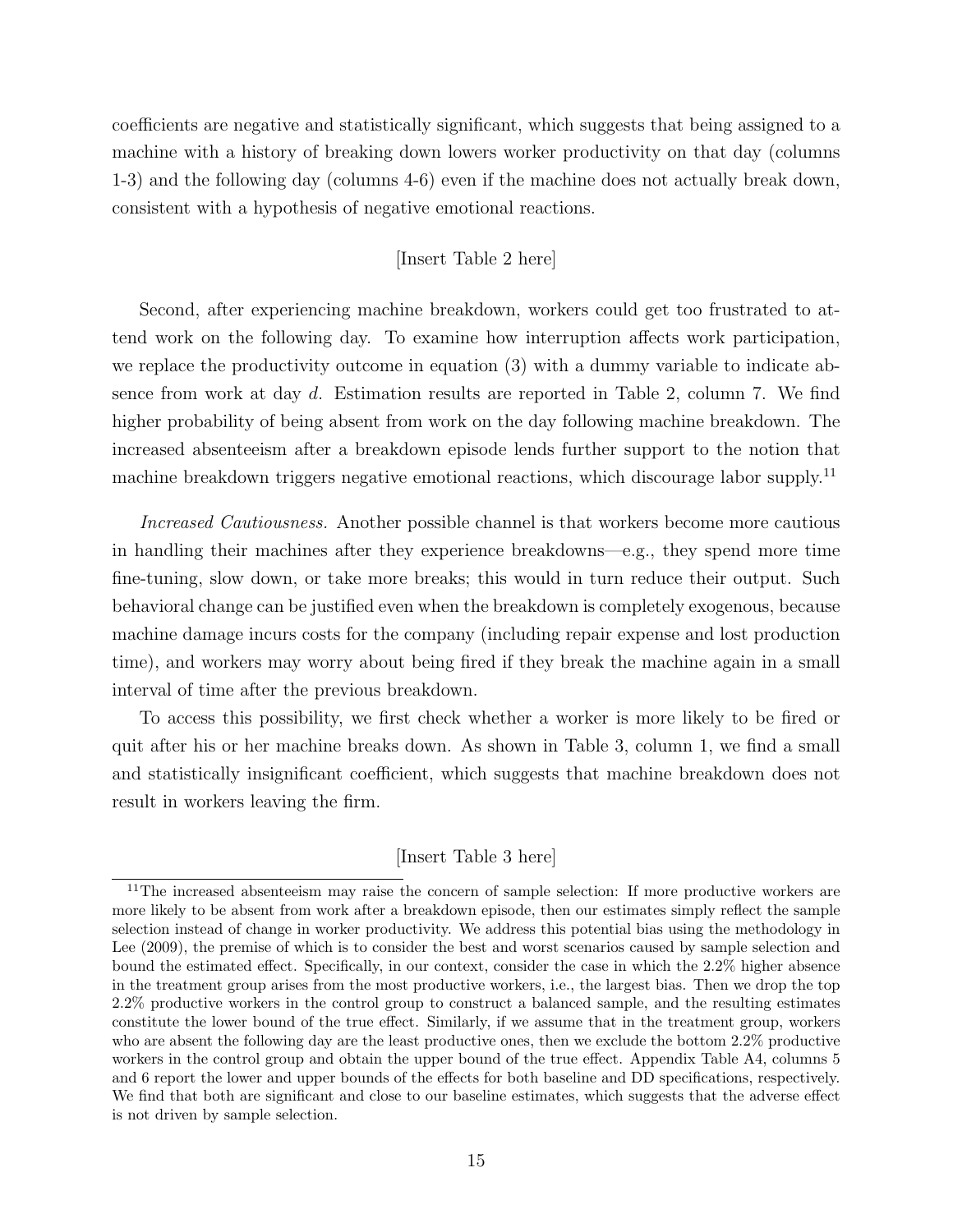coefficients are negative and statistically significant, which suggests that being assigned to a machine with a history of breaking down lowers worker productivity on that day (columns 1-3) and the following day (columns 4-6) even if the machine does not actually break down, consistent with a hypothesis of negative emotional reactions.

[Insert Table 2 here]

Second, after experiencing machine breakdown, workers could get too frustrated to attend work on the following day. To examine how interruption affects work participation, we replace the productivity outcome in equation (3) with a dummy variable to indicate absence from work at day $d$. Estimation results are reported in Table 2, column 7. We find higher probability of being absent from work on the day following machine breakdown. The increased absenteeism after a breakdown episode lends further support to the notion that machine breakdown triggers negative emotional reactions, which discourage labor supply.[11]

*Increased Cautiousness.* Another possible channel is that workers become more cautious in handling their machines after they experience breakdowns—e.g., they spend more time fine-tuning, slow down, or take more breaks; this would in turn reduce their output. Such behavioral change can be justified even when the breakdown is completely exogenous, because machine damage incurs costs for the company (including repair expense and lost production time), and workers may worry about being fired if they break the machine again in a small interval of time after the previous breakdown.

To access this possibility, we first check whether a worker is more likely to be fired or quit after his or her machine breaks down. As shown in Table 3, column 1, we find a small and statistically insignificant coefficient, which suggests that machine breakdown does not result in workers leaving the firm.

[Insert Table 3 here]

[11] The increased absenteeism may raise the concern of sample selection: If more productive workers are more likely to be absent from work after a breakdown episode, then our estimates simply reflect the sample selection instead of change in worker productivity. We address this potential bias using the methodology in Lee (2009), the premise of which is to consider the best and worst scenarios caused by sample selection and bound the estimated effect. Specifically, in our context, consider the case in which the 2.2% higher absence in the treatment group arises from the most productive workers, i.e., the largest bias. Then we drop the top 2.2% productive workers in the control group to construct a balanced sample, and the resulting estimates constitute the lower bound of the true effect. Similarly, if we assume that in the treatment group, workers who are absent the following day are the least productive ones, then we exclude the bottom 2.2% productive workers in the control group and obtain the upper bound of the true effect. Appendix Table A4, columns 5 and 6 report the lower and upper bounds of the effects for both baseline and DD specifications, respectively. We find that both are significant and close to our baseline estimates, which suggests that the adverse effect is not driven by sample selection.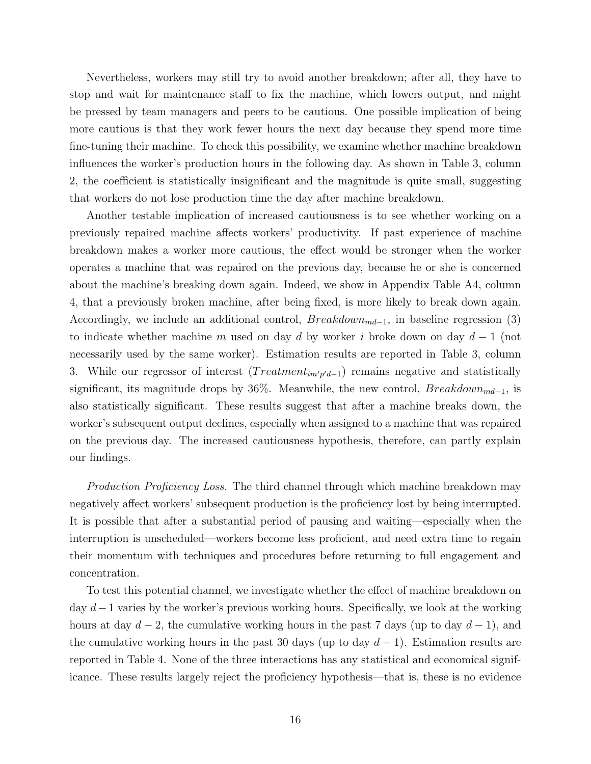Nevertheless, workers may still try to avoid another breakdown; after all, they have to stop and wait for maintenance staff to fix the machine, which lowers output, and might be pressed by team managers and peers to be cautious. One possible implication of being more cautious is that they work fewer hours the next day because they spend more time fine-tuning their machine. To check this possibility, we examine whether machine breakdown influences the worker's production hours in the following day. As shown in Table 3, column 2, the coefficient is statistically insignificant and the magnitude is quite small, suggesting that workers do not lose production time the day after machine breakdown.

Another testable implication of increased cautiousness is to see whether working on a previously repaired machine affects workers' productivity. If past experience of machine breakdown makes a worker more cautious, the effect would be stronger when the worker operates a machine that was repaired on the previous day, because he or she is concerned about the machine's breaking down again. Indeed, we show in Appendix Table A4, column 4, that a previously broken machine, after being fixed, is more likely to break down again. Accordingly, we include an additional control, $Breakdown_{md-1}$, in baseline regression (3) to indicate whether machine $m$ used on day $d$ by worker $i$ broke down on day $d-1$ (not necessarily used by the same worker). Estimation results are reported in Table 3, column 3. While our regressor of interest ($Treatment_{im'p'd-1}$) remains negative and statistically significant, its magnitude drops by 36%. Meanwhile, the new control, $Breakdown_{md-1}$, is also statistically significant. These results suggest that after a machine breaks down, the worker's subsequent output declines, especially when assigned to a machine that was repaired on the previous day. The increased cautiousness hypothesis, therefore, can partly explain our findings.

*Production Proficiency Loss.* The third channel through which machine breakdown may negatively affect workers' subsequent production is the proficiency lost by being interrupted. It is possible that after a substantial period of pausing and waiting—especially when the interruption is unscheduled—workers become less proficient, and need extra time to regain their momentum with techniques and procedures before returning to full engagement and concentration.

To test this potential channel, we investigate whether the effect of machine breakdown on day $d-1$ varies by the worker's previous working hours. Specifically, we look at the working hours at day $d-2$, the cumulative working hours in the past 7 days (up to day $d-1$), and the cumulative working hours in the past 30 days (up to day $d-1$). Estimation results are reported in Table 4. None of the three interactions has any statistical and economical significance. These results largely reject the proficiency hypothesis—that is, these is no evidence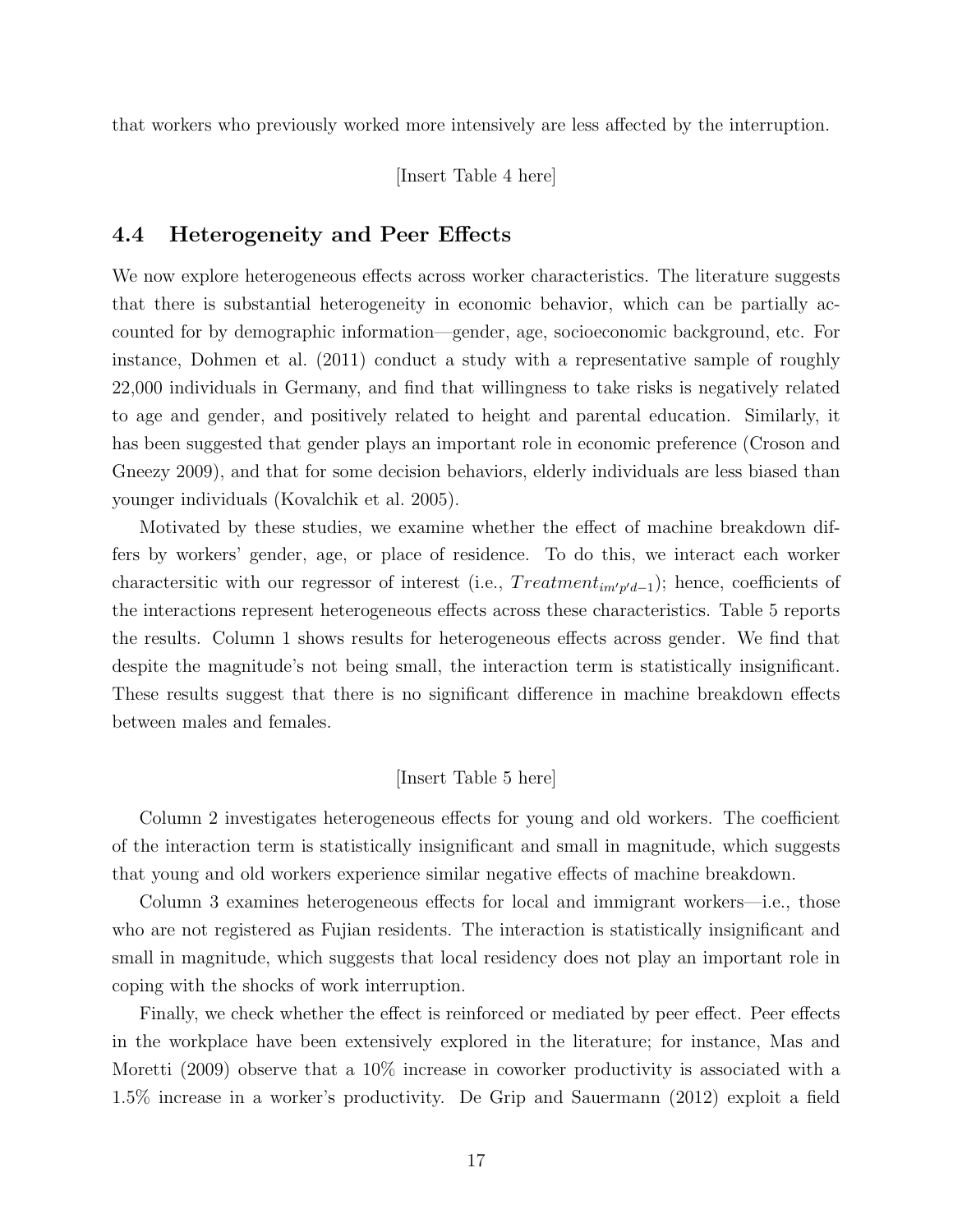that workers who previously worked more intensively are less affected by the interruption.

[Insert Table 4 here]

## 4.4 Heterogeneity and Peer Effects

We now explore heterogeneous effects across worker characteristics. The literature suggests that there is substantial heterogeneity in economic behavior, which can be partially accounted for by demographic information—gender, age, socioeconomic background, etc. For instance, Dohmen et al. (2011) conduct a study with a representative sample of roughly 22,000 individuals in Germany, and find that willingness to take risks is negatively related to age and gender, and positively related to height and parental education. Similarly, it has been suggested that gender plays an important role in economic preference (Croson and Gneezy 2009), and that for some decision behaviors, elderly individuals are less biased than younger individuals (Kovalchik et al. 2005).

Motivated by these studies, we examine whether the effect of machine breakdown differs by workers' gender, age, or place of residence. To do this, we interact each worker charactersitic with our regressor of interest (i.e., $Treatment_{im'p'd-1}$); hence, coefficients of the interactions represent heterogeneous effects across these characteristics. Table 5 reports the results. Column 1 shows results for heterogeneous effects across gender. We find that despite the magnitude's not being small, the interaction term is statistically insignificant. These results suggest that there is no significant difference in machine breakdown effects between males and females.

[Insert Table 5 here]

Column 2 investigates heterogeneous effects for young and old workers. The coefficient of the interaction term is statistically insignificant and small in magnitude, which suggests that young and old workers experience similar negative effects of machine breakdown.

Column 3 examines heterogeneous effects for local and immigrant workers—i.e., those who are not registered as Fujian residents. The interaction is statistically insignificant and small in magnitude, which suggests that local residency does not play an important role in coping with the shocks of work interruption.

Finally, we check whether the effect is reinforced or mediated by peer effect. Peer effects in the workplace have been extensively explored in the literature; for instance, Mas and Moretti (2009) observe that a 10% increase in coworker productivity is associated with a 1.5% increase in a worker's productivity. De Grip and Sauermann (2012) exploit a field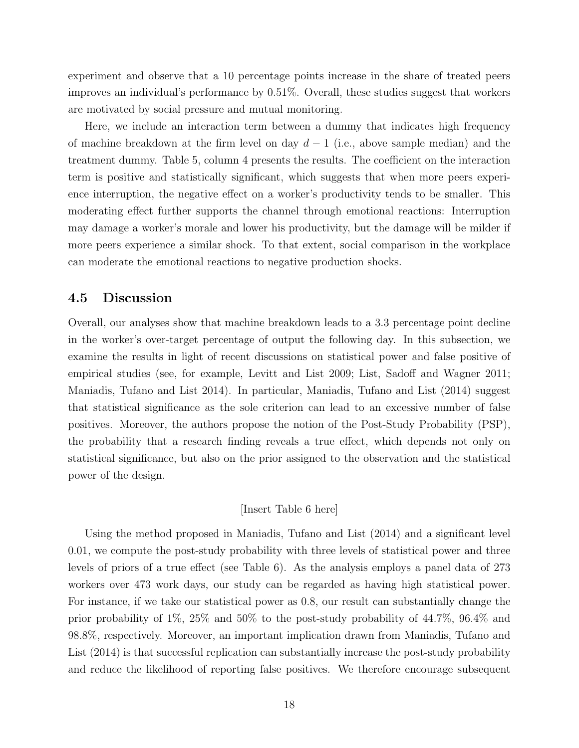experiment and observe that a 10 percentage points increase in the share of treated peers improves an individual's performance by 0.51%. Overall, these studies suggest that workers are motivated by social pressure and mutual monitoring.

Here, we include an interaction term between a dummy that indicates high frequency of machine breakdown at the firm level on day $d-1$ (i.e., above sample median) and the treatment dummy. Table 5, column 4 presents the results. The coefficient on the interaction term is positive and statistically significant, which suggests that when more peers experience interruption, the negative effect on a worker's productivity tends to be smaller. This moderating effect further supports the channel through emotional reactions: Interruption may damage a worker's morale and lower his productivity, but the damage will be milder if more peers experience a similar shock. To that extent, social comparison in the workplace can moderate the emotional reactions to negative production shocks.

## 4.5 Discussion

Overall, our analyses show that machine breakdown leads to a 3.3 percentage point decline in the worker's over-target percentage of output the following day. In this subsection, we examine the results in light of recent discussions on statistical power and false positive of empirical studies (see, for example, Levitt and List 2009; List, Sadoff and Wagner 2011; Maniadis, Tufano and List 2014). In particular, Maniadis, Tufano and List (2014) suggest that statistical significance as the sole criterion can lead to an excessive number of false positives. Moreover, the authors propose the notion of the Post-Study Probability (PSP), the probability that a research finding reveals a true effect, which depends not only on statistical significance, but also on the prior assigned to the observation and the statistical power of the design.

[Insert Table 6 here]

Using the method proposed in Maniadis, Tufano and List (2014) and a significant level 0.01, we compute the post-study probability with three levels of statistical power and three levels of priors of a true effect (see Table 6). As the analysis employs a panel data of 273 workers over 473 work days, our study can be regarded as having high statistical power. For instance, if we take our statistical power as 0.8, our result can substantially change the prior probability of 1%, 25% and 50% to the post-study probability of 44.7%, 96.4% and 98.8%, respectively. Moreover, an important implication drawn from Maniadis, Tufano and List (2014) is that successful replication can substantially increase the post-study probability and reduce the likelihood of reporting false positives. We therefore encourage subsequent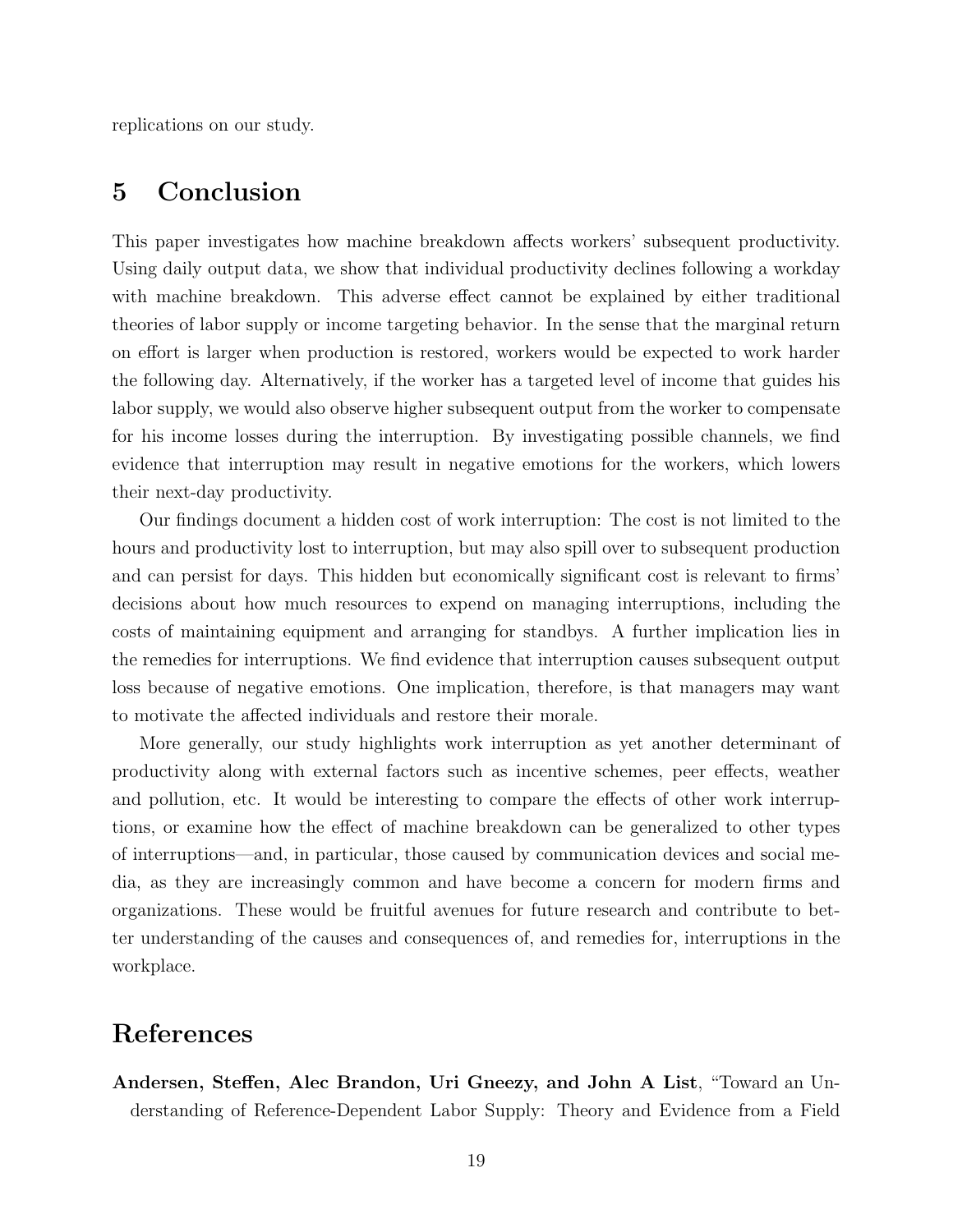replications on our study.

## 5 Conclusion

This paper investigates how machine breakdown affects workers' subsequent productivity. Using daily output data, we show that individual productivity declines following a workday with machine breakdown. This adverse effect cannot be explained by either traditional theories of labor supply or income targeting behavior. In the sense that the marginal return on effort is larger when production is restored, workers would be expected to work harder the following day. Alternatively, if the worker has a targeted level of income that guides his labor supply, we would also observe higher subsequent output from the worker to compensate for his income losses during the interruption. By investigating possible channels, we find evidence that interruption may result in negative emotions for the workers, which lowers their next-day productivity.

Our findings document a hidden cost of work interruption: The cost is not limited to the hours and productivity lost to interruption, but may also spill over to subsequent production and can persist for days. This hidden but economically significant cost is relevant to firms' decisions about how much resources to expend on managing interruptions, including the costs of maintaining equipment and arranging for standbys. A further implication lies in the remedies for interruptions. We find evidence that interruption causes subsequent output loss because of negative emotions. One implication, therefore, is that managers may want to motivate the affected individuals and restore their morale.

More generally, our study highlights work interruption as yet another determinant of productivity along with external factors such as incentive schemes, peer effects, weather and pollution, etc. It would be interesting to compare the effects of other work interruptions, or examine how the effect of machine breakdown can be generalized to other types of interruptions—and, in particular, those caused by communication devices and social media, as they are increasingly common and have become a concern for modern firms and organizations. These would be fruitful avenues for future research and contribute to better understanding of the causes and consequences of, and remedies for, interruptions in the workplace.

## References

**Andersen, Steffen, Alec Brandon, Uri Gneezy, and John A List**, "Toward an Understanding of Reference-Dependent Labor Supply: Theory and Evidence from a Field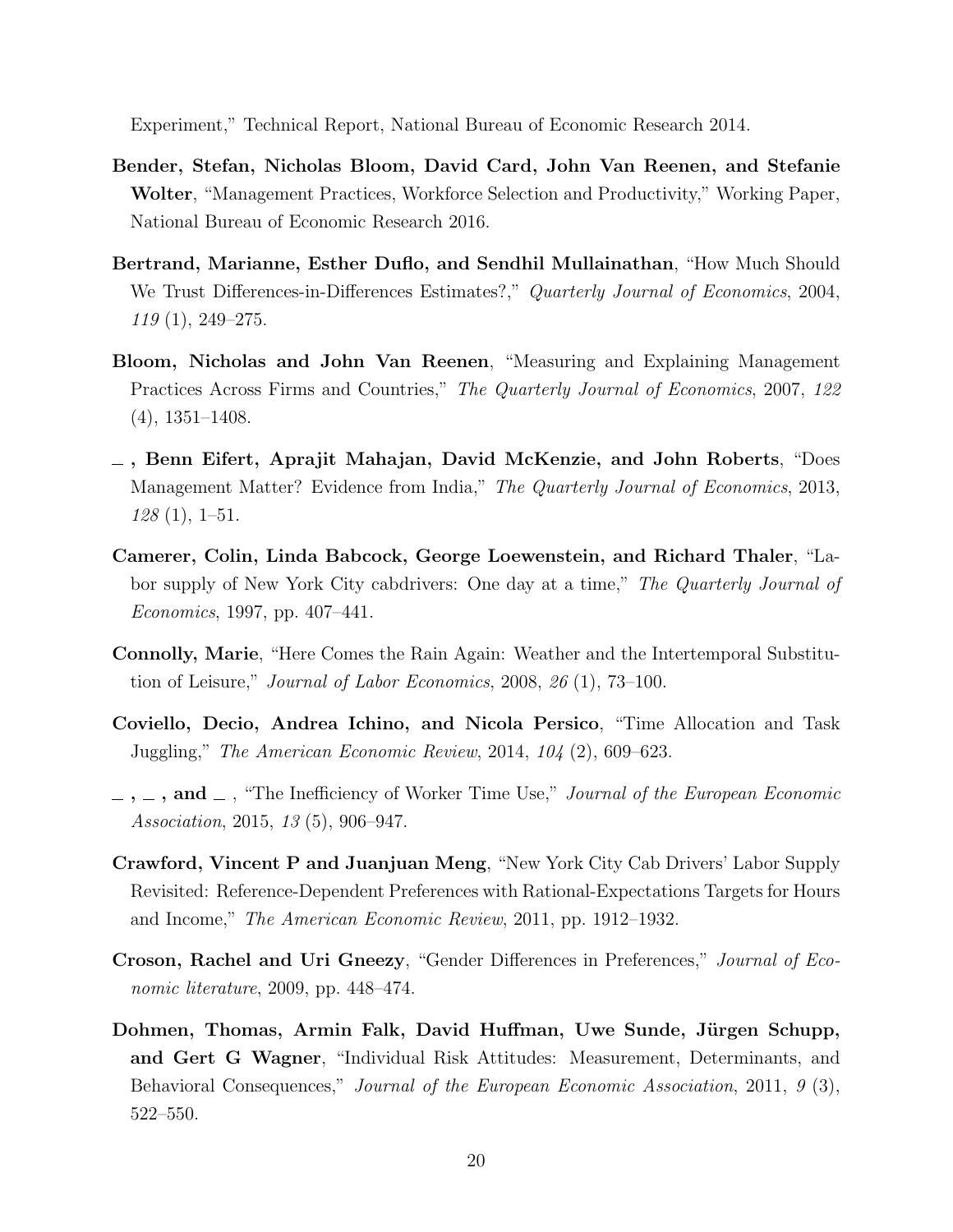Experiment," Technical Report, National Bureau of Economic Research 2014.

**Bender, Stefan, Nicholas Bloom, David Card, John Van Reenen, and Stefanie Wolter**, "Management Practices, Workforce Selection and Productivity," Working Paper, National Bureau of Economic Research 2016.

**Bertrand, Marianne, Esther Duflo, and Sendhil Mullainathan**, "How Much Should We Trust Differences-in-Differences Estimates?," *Quarterly Journal of Economics*, 2004, *119* (1), 249–275.

**Bloom, Nicholas and John Van Reenen**, "Measuring and Explaining Management Practices Across Firms and Countries," *The Quarterly Journal of Economics*, 2007, *122* (4), 1351–1408.

**_ , Benn Eifert, Aprajit Mahajan, David McKenzie, and John Roberts**, "Does Management Matter? Evidence from India," *The Quarterly Journal of Economics*, 2013, *128* (1), 1–51.

**Camerer, Colin, Linda Babcock, George Loewenstein, and Richard Thaler**, "Labor supply of New York City cabdrivers: One day at a time," *The Quarterly Journal of Economics*, 1997, pp. 407–441.

**Connolly, Marie**, "Here Comes the Rain Again: Weather and the Intertemporal Substitution of Leisure," *Journal of Labor Economics*, 2008, *26* (1), 73–100.

**Coviello, Decio, Andrea Ichino, and Nicola Persico**, "Time Allocation and Task Juggling," *The American Economic Review*, 2014, *104* (2), 609–623.

**_ , _ , and _** , "The Inefficiency of Worker Time Use," *Journal of the European Economic Association*, 2015, *13* (5), 906–947.

**Crawford, Vincent P and Juanjuan Meng**, "New York City Cab Drivers' Labor Supply Revisited: Reference-Dependent Preferences with Rational-Expectations Targets for Hours and Income," *The American Economic Review*, 2011, pp. 1912–1932.

**Croson, Rachel and Uri Gneezy**, "Gender Differences in Preferences," *Journal of Economic literature*, 2009, pp. 448–474.

**Dohmen, Thomas, Armin Falk, David Huffman, Uwe Sunde, Jürgen Schupp, and Gert G Wagner**, "Individual Risk Attitudes: Measurement, Determinants, and Behavioral Consequences," *Journal of the European Economic Association*, 2011, *9* (3), 522–550.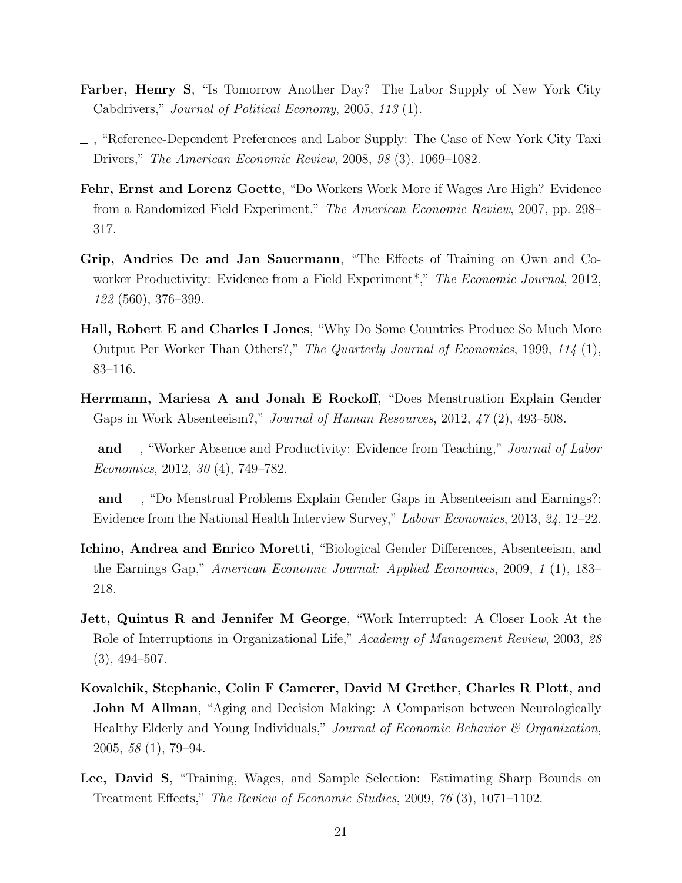**Farber, Henry S**, "Is Tomorrow Another Day? The Labor Supply of New York City Cabdrivers," *Journal of Political Economy*, 2005, *113* (1).

_ , "Reference-Dependent Preferences and Labor Supply: The Case of New York City Taxi Drivers," *The American Economic Review*, 2008, *98* (3), 1069–1082.

**Fehr, Ernst and Lorenz Goette**, "Do Workers Work More if Wages Are High? Evidence from a Randomized Field Experiment," *The American Economic Review*, 2007, pp. 298–317.

**Grip, Andries De and Jan Sauermann**, "The Effects of Training on Own and Co-worker Productivity: Evidence from a Field Experiment*," *The Economic Journal*, 2012, *122* (560), 376–399.

**Hall, Robert E and Charles I Jones**, "Why Do Some Countries Produce So Much More Output Per Worker Than Others?," *The Quarterly Journal of Economics*, 1999, *114* (1), 83–116.

**Herrmann, Mariesa A and Jonah E Rockoff**, "Does Menstruation Explain Gender Gaps in Work Absenteeism?," *Journal of Human Resources*, 2012, *47* (2), 493–508.

_ **and** _ , "Worker Absence and Productivity: Evidence from Teaching," *Journal of Labor Economics*, 2012, *30* (4), 749–782.

_ **and** _ , "Do Menstrual Problems Explain Gender Gaps in Absenteeism and Earnings?: Evidence from the National Health Interview Survey," *Labour Economics*, 2013, *24*, 12–22.

**Ichino, Andrea and Enrico Moretti**, "Biological Gender Differences, Absenteeism, and the Earnings Gap," *American Economic Journal: Applied Economics*, 2009, *1* (1), 183–218.

**Jett, Quintus R and Jennifer M George**, "Work Interrupted: A Closer Look At the Role of Interruptions in Organizational Life," *Academy of Management Review*, 2003, *28* (3), 494–507.

**Kovalchik, Stephanie, Colin F Camerer, David M Grether, Charles R Plott, and John M Allman**, "Aging and Decision Making: A Comparison between Neurologically Healthy Elderly and Young Individuals," *Journal of Economic Behavior & Organization*, 2005, *58* (1), 79–94.

**Lee, David S**, "Training, Wages, and Sample Selection: Estimating Sharp Bounds on Treatment Effects," *The Review of Economic Studies*, 2009, *76* (3), 1071–1102.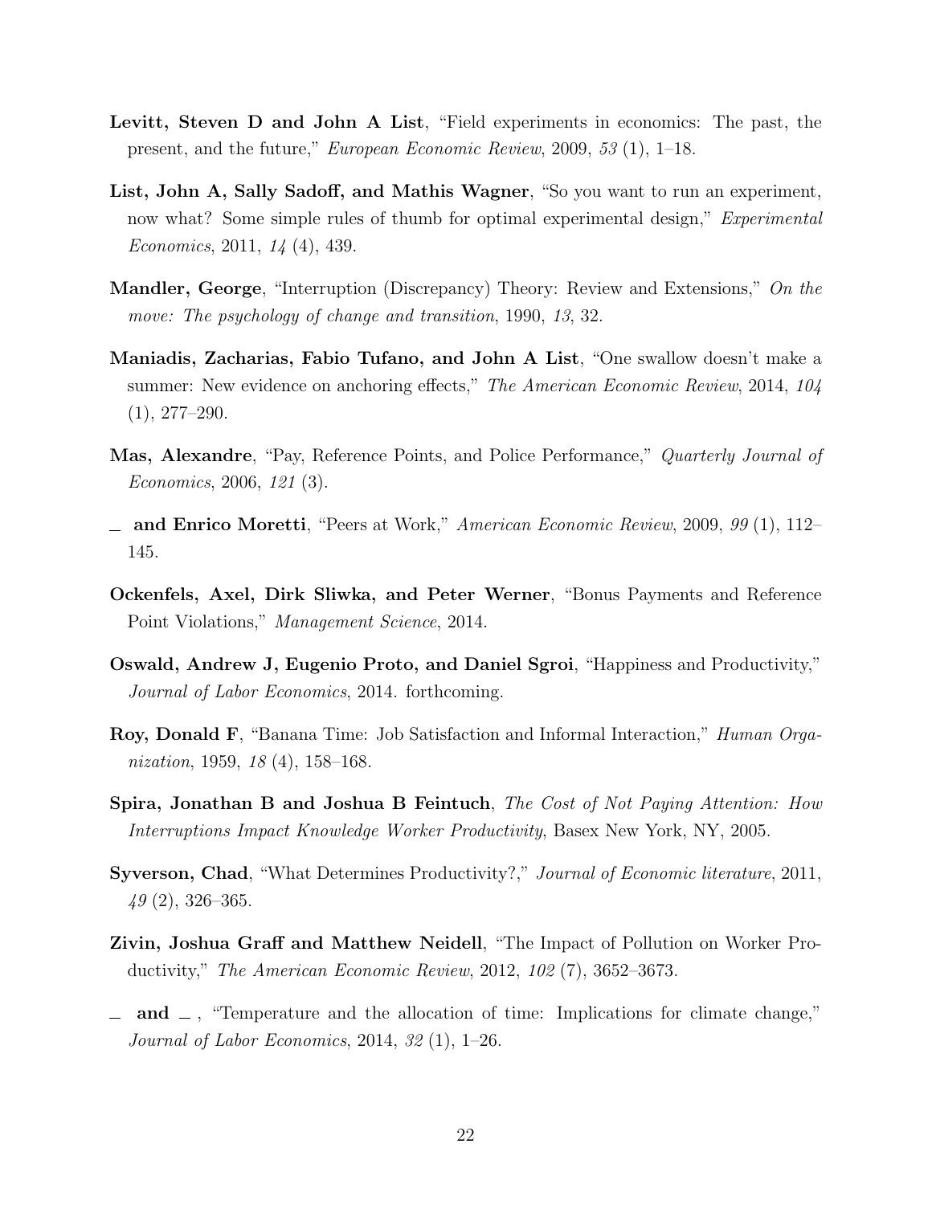**Levitt, Steven D and John A List**, "Field experiments in economics: The past, the present, and the future," *European Economic Review*, 2009, *53* (1), 1–18.

**List, John A, Sally Sadoff, and Mathis Wagner**, "So you want to run an experiment, now what? Some simple rules of thumb for optimal experimental design," *Experimental Economics*, 2011, *14* (4), 439.

**Mandler, George**, "Interruption (Discrepancy) Theory: Review and Extensions," *On the move: The psychology of change and transition*, 1990, *13*, 32.

**Maniadis, Zacharias, Fabio Tufano, and John A List**, "One swallow doesn't make a summer: New evidence on anchoring effects," *The American Economic Review*, 2014, *104* (1), 277–290.

**Mas, Alexandre**, "Pay, Reference Points, and Police Performance," *Quarterly Journal of Economics*, 2006, *121* (3).

_ **and Enrico Moretti**, "Peers at Work," *American Economic Review*, 2009, *99* (1), 112–145.

**Ockenfels, Axel, Dirk Sliwka, and Peter Werner**, "Bonus Payments and Reference Point Violations," *Management Science*, 2014.

**Oswald, Andrew J, Eugenio Proto, and Daniel Sgroi**, "Happiness and Productivity," *Journal of Labor Economics*, 2014. forthcoming.

**Roy, Donald F**, "Banana Time: Job Satisfaction and Informal Interaction," *Human Organization*, 1959, *18* (4), 158–168.

**Spira, Jonathan B and Joshua B Feintuch**, *The Cost of Not Paying Attention: How Interruptions Impact Knowledge Worker Productivity*, Basex New York, NY, 2005.

**Syverson, Chad**, "What Determines Productivity?," *Journal of Economic literature*, 2011, *49* (2), 326–365.

**Zivin, Joshua Graff and Matthew Neidell**, "The Impact of Pollution on Worker Productivity," *The American Economic Review*, 2012, *102* (7), 3652–3673.

_ **and** _ , "Temperature and the allocation of time: Implications for climate change," *Journal of Labor Economics*, 2014, *32* (1), 1–26.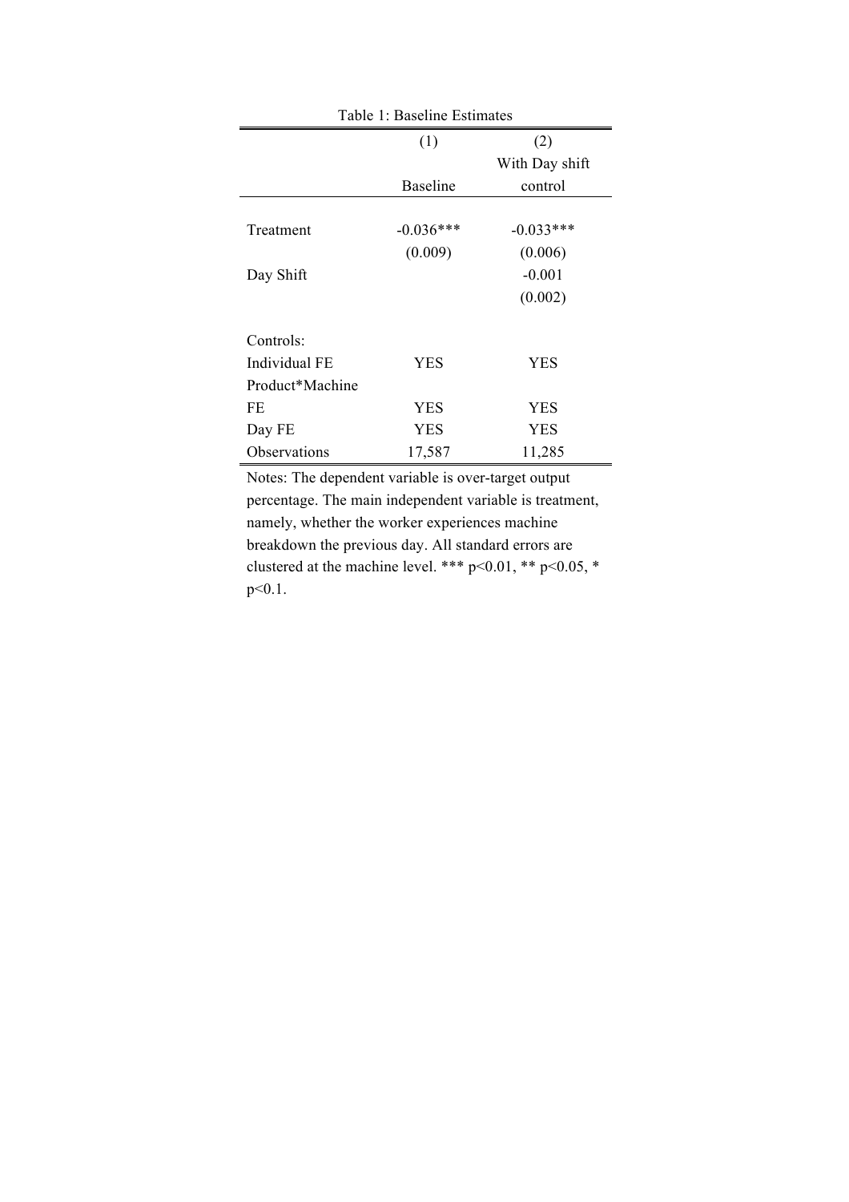Table 1: Baseline Estimates

| | (1) Baseline | (2) With Day shift control |
|---|---|---|
| Treatment | -0.036*** | -0.033*** |
| | (0.009) | (0.006) |
| Day Shift | | -0.001 |
| | | (0.002) |
| Controls: | | |
| Individual FE | YES | YES |
| Product*Machine FE | YES | YES |
| Day FE | YES | YES |
| Observations | 17,587 | 11,285 |

Notes: The dependent variable is over-target output percentage. The main independent variable is treatment, namely, whether the worker experiences machine breakdown the previous day. All standard errors are clustered at the machine level. *** p<0.01, ** p<0.05, * p<0.1.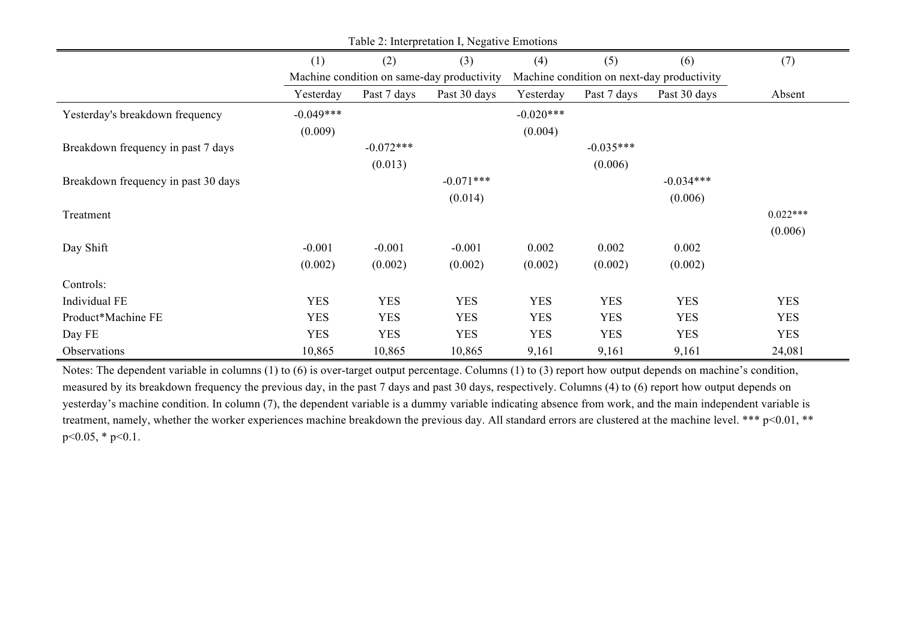Table 2: Interpretation I, Negative Emotions

| | (1) | (2) | (3) | (4) | (5) | (6) | (7) |
|---|---|---|---|---|---|---|---|
| | Machine condition on same-day productivity | | | Machine condition on next-day productivity | | | |
| | Yesterday | Past 7 days | Past 30 days | Yesterday | Past 7 days | Past 30 days | Absent |
| Yesterday's breakdown frequency | -0.049*** | | | -0.020*** | | | |
| | (0.009) | | | (0.004) | | | |
| Breakdown frequency in past 7 days | | -0.072*** | | | -0.035*** | | |
| | | (0.013) | | | (0.006) | | |
| Breakdown frequency in past 30 days | | | -0.071*** | | | -0.034*** | |
| | | | (0.014) | | | (0.006) | |
| Treatment | | | | | | | 0.022*** |
| | | | | | | | (0.006) |
| Day Shift | -0.001 | -0.001 | -0.001 | 0.002 | 0.002 | 0.002 | |
| | (0.002) | (0.002) | (0.002) | (0.002) | (0.002) | (0.002) | |
| Controls: | | | | | | | |
| Individual FE | YES | YES | YES | YES | YES | YES | YES |
| Product*Machine FE | YES | YES | YES | YES | YES | YES | YES |
| Day FE | YES | YES | YES | YES | YES | YES | YES |
| Observations | 10,865 | 10,865 | 10,865 | 9,161 | 9,161 | 9,161 | 24,081 |

Notes: The dependent variable in columns (1) to (6) is over-target output percentage. Columns (1) to (3) report how output depends on machine's condition, measured by its breakdown frequency the previous day, in the past 7 days and past 30 days, respectively. Columns (4) to (6) report how output depends on yesterday's machine condition. In column (7), the dependent variable is a dummy variable indicating absence from work, and the main independent variable is treatment, namely, whether the worker experiences machine breakdown the previous day. All standard errors are clustered at the machine level. *** p<0.01, ** p<0.05, * p<0.1.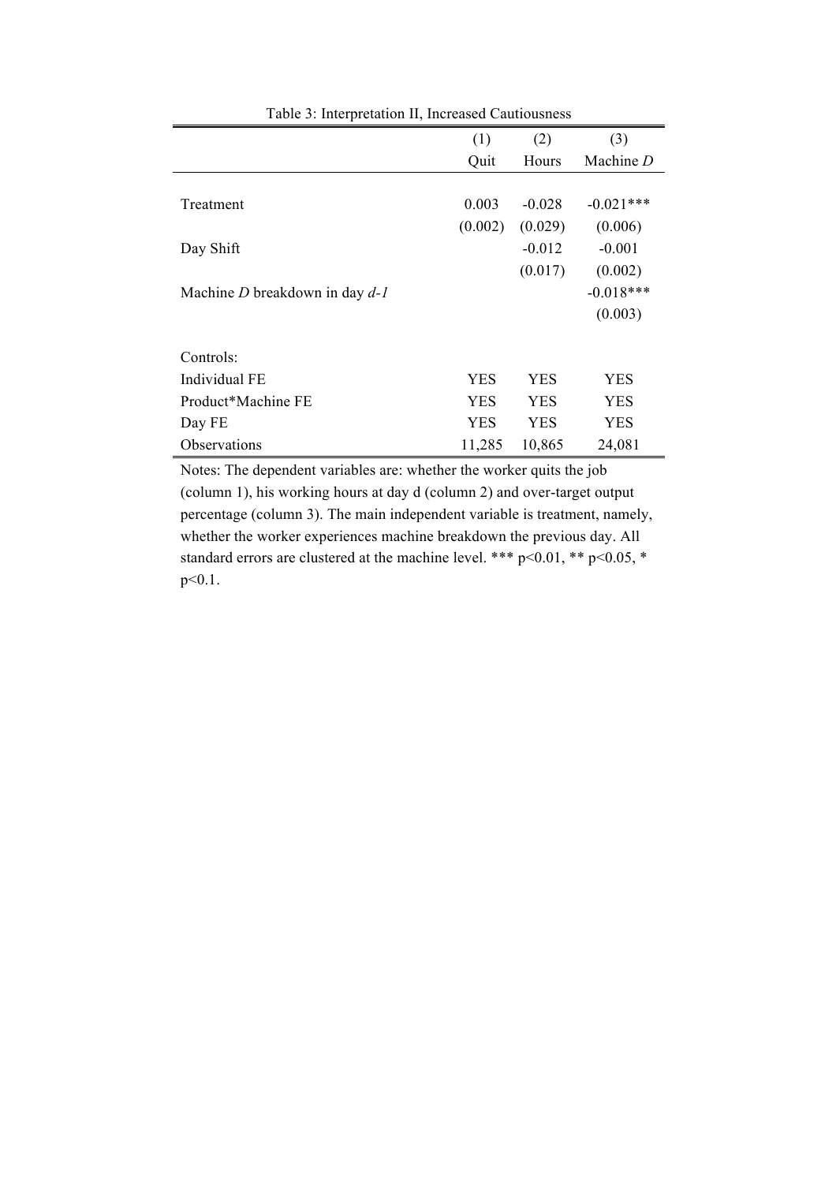Table 3: Interpretation II, Increased Cautiousness

| | (1) | (2) | (3) |
|---|---|---|---|
| | Quit | Hours | Machine *D* |
| Treatment | 0.003 | -0.028 | -0.021*** |
| | (0.002) | (0.029) | (0.006) |
| Day Shift | | -0.012 | -0.001 |
| | | (0.017) | (0.002) |
| Machine *D* breakdown in day *d-1* | | | -0.018*** |
| | | | (0.003) |
| Controls: | | | |
| Individual FE | YES | YES | YES |
| Product*Machine FE | YES | YES | YES |
| Day FE | YES | YES | YES |
| Observations | 11,285 | 10,865 | 24,081 |

Notes: The dependent variables are: whether the worker quits the job (column 1), his working hours at day d (column 2) and over-target output percentage (column 3). The main independent variable is treatment, namely, whether the worker experiences machine breakdown the previous day. All standard errors are clustered at the machine level. *** $p<0.01$, ** $p<0.05$, * $p<0.1$.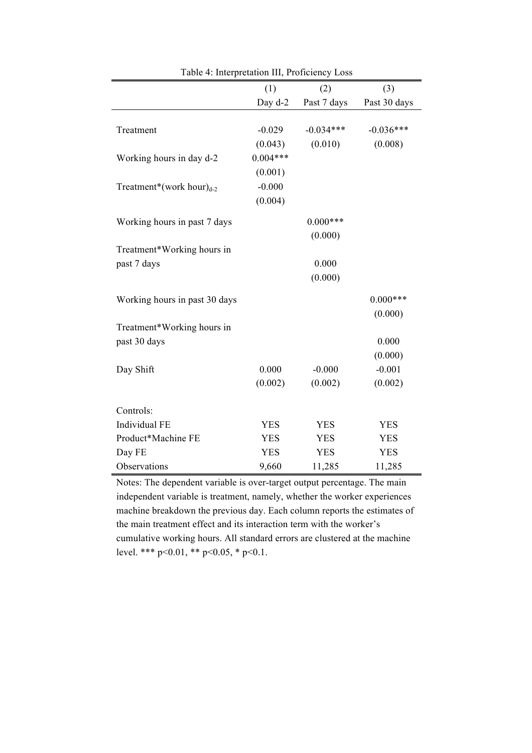Table 4: Interpretation III, Proficiency Loss

| | (1) | (2) | (3) |
|---|---|---|---|
| | Day d-2 | Past 7 days | Past 30 days |
| Treatment | -0.029 | -0.034*** | -0.036*** |
| | (0.043) | (0.010) | (0.008) |
| Working hours in day d-2 | 0.004*** | | |
| | (0.001) | | |
| Treatment*(work hour)$_{d-2}$ | -0.000 | | |
| | (0.004) | | |
| Working hours in past 7 days | | 0.000*** | |
| | | (0.000) | |
| Treatment*Working hours in past 7 days | | 0.000 | |
| | | (0.000) | |
| Working hours in past 30 days | | | 0.000*** |
| | | | (0.000) |
| Treatment*Working hours in past 30 days | | | 0.000 |
| | | | (0.000) |
| Day Shift | 0.000 | -0.000 | -0.001 |
| | (0.002) | (0.002) | (0.002) |
| Controls: | | | |
| Individual FE | YES | YES | YES |
| Product*Machine FE | YES | YES | YES |
| Day FE | YES | YES | YES |
| Observations | 9,660 | 11,285 | 11,285 |

Notes: The dependent variable is over-target output percentage. The main independent variable is treatment, namely, whether the worker experiences machine breakdown the previous day. Each column reports the estimates of the main treatment effect and its interaction term with the worker's cumulative working hours. All standard errors are clustered at the machine level. *** p<0.01, ** p<0.05, * p<0.1.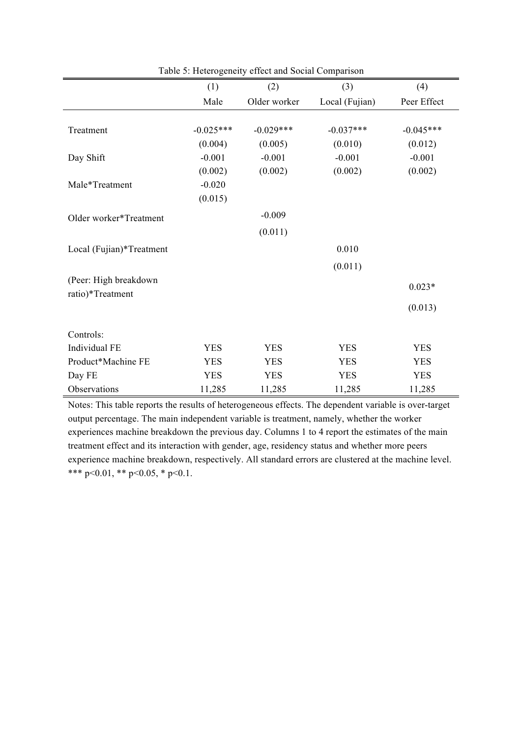Table 5: Heterogeneity effect and Social Comparison

| | (1) | (2) | (3) | (4) |
|---|---|---|---|---|
| | Male | Older worker | Local (Fujian) | Peer Effect |
| Treatment | -0.025*** | -0.029*** | -0.037*** | -0.045*** |
| | (0.004) | (0.005) | (0.010) | (0.012) |
| Day Shift | -0.001 | -0.001 | -0.001 | -0.001 |
| | (0.002) | (0.002) | (0.002) | (0.002) |
| Male*Treatment | -0.020 | | | |
| | (0.015) | | | |
| Older worker*Treatment | | -0.009 | | |
| | | (0.011) | | |
| Local (Fujian)*Treatment | | | 0.010 | |
| | | | (0.011) | |
| (Peer: High breakdown ratio)*Treatment | | | | 0.023* |
| | | | | (0.013) |
| Controls: | | | | |
| Individual FE | YES | YES | YES | YES |
| Product*Machine FE | YES | YES | YES | YES |
| Day FE | YES | YES | YES | YES |
| Observations | 11,285 | 11,285 | 11,285 | 11,285 |

Notes: This table reports the results of heterogeneous effects. The dependent variable is over-target output percentage. The main independent variable is treatment, namely, whether the worker experiences machine breakdown the previous day. Columns 1 to 4 report the estimates of the main treatment effect and its interaction with gender, age, residency status and whether more peers experience machine breakdown, respectively. All standard errors are clustered at the machine level. *** p<0.01, ** p<0.05, * p<0.1.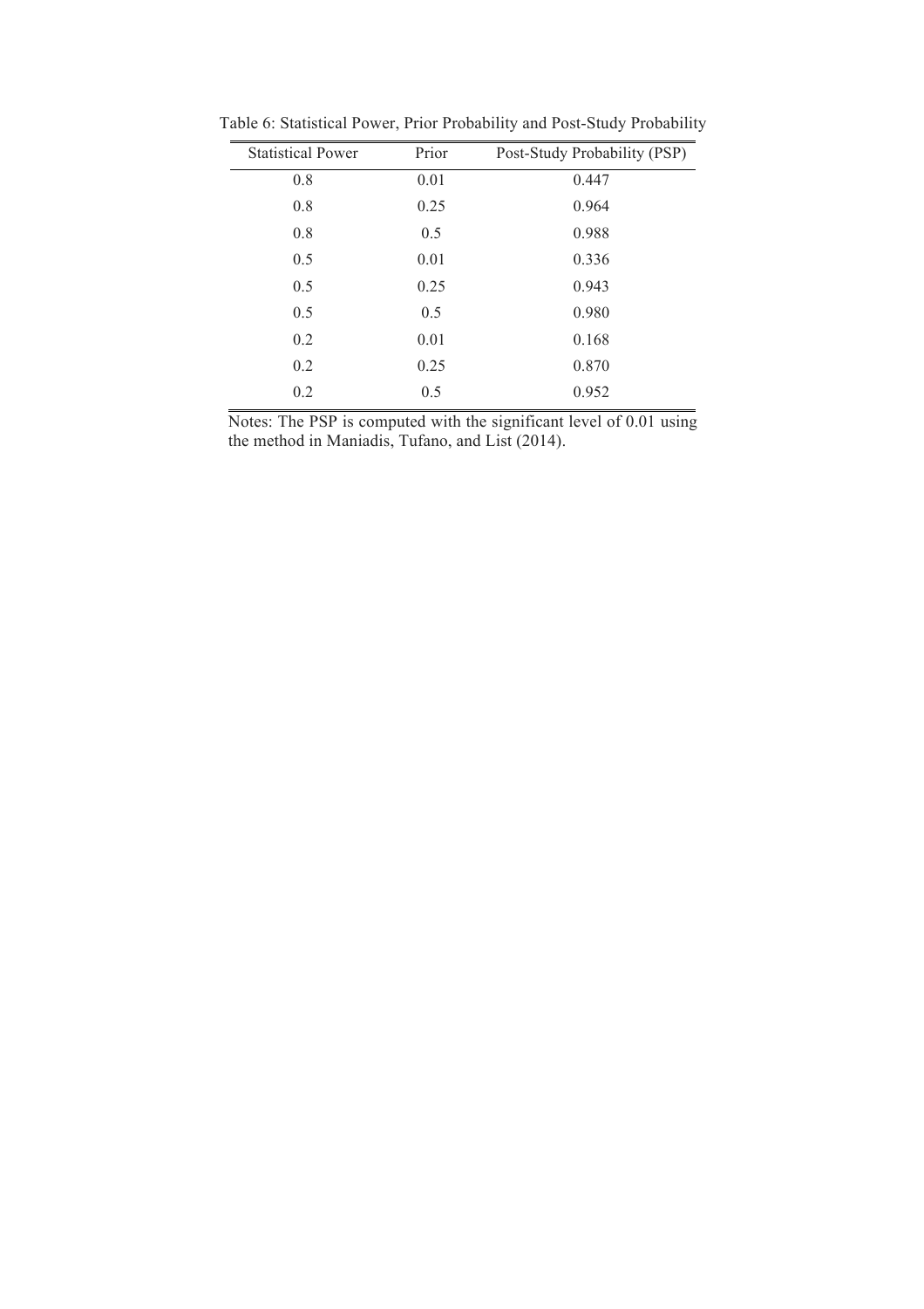Table 6: Statistical Power, Prior Probability and Post-Study Probability

| Statistical Power | Prior | Post-Study Probability (PSP) |
|---|---|---|
| 0.8 | 0.01 | 0.447 |
| 0.8 | 0.25 | 0.964 |
| 0.8 | 0.5 | 0.988 |
| 0.5 | 0.01 | 0.336 |
| 0.5 | 0.25 | 0.943 |
| 0.5 | 0.5 | 0.980 |
| 0.2 | 0.01 | 0.168 |
| 0.2 | 0.25 | 0.870 |
| 0.2 | 0.5 | 0.952 |

Notes: The PSP is computed with the significant level of 0.01 using the method in Maniadis, Tufano, and List (2014).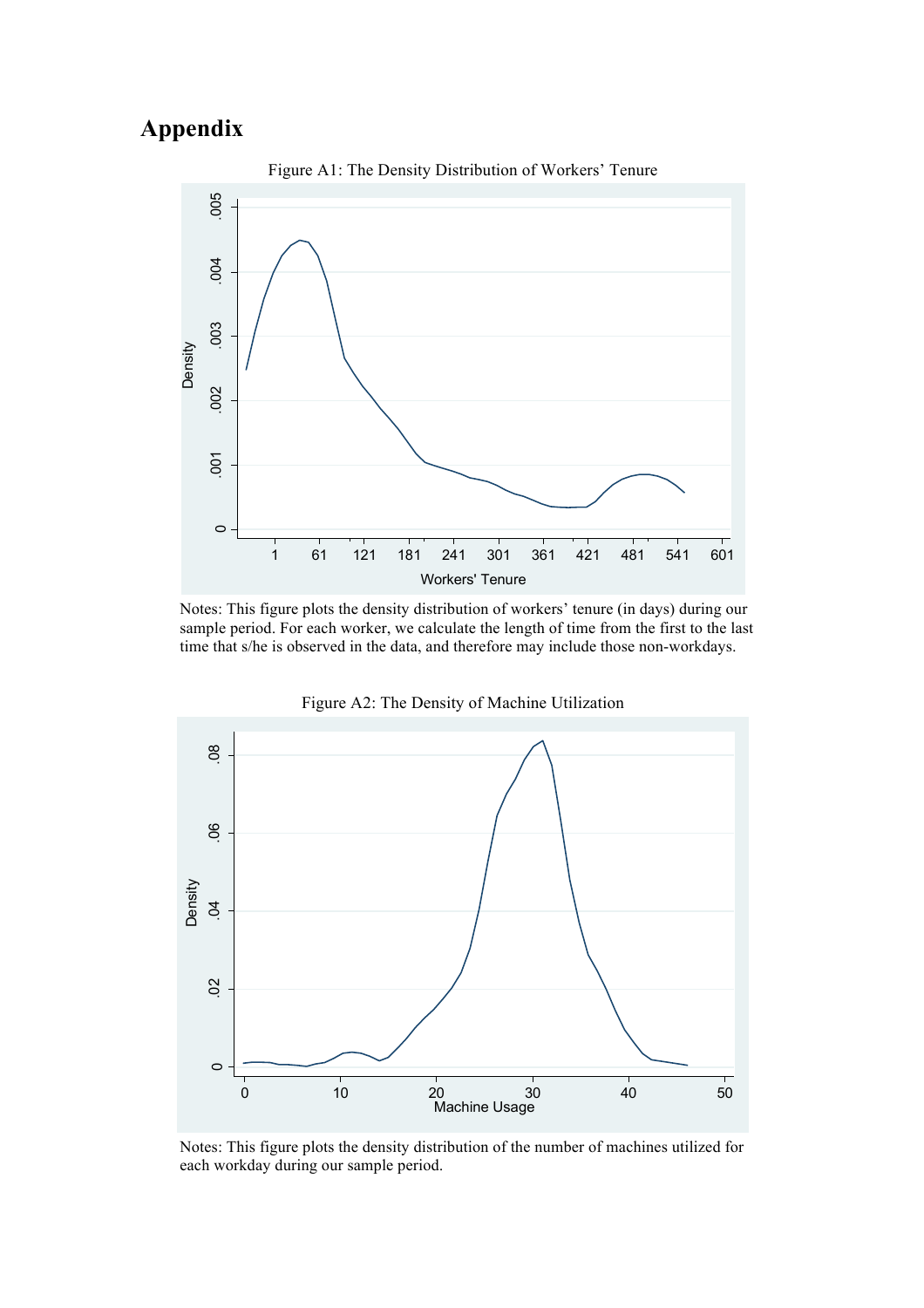# Appendix

Figure A1: The Density Distribution of Workers' Tenure

Notes: This figure plots the density distribution of workers' tenure (in days) during our sample period. For each worker, we calculate the length of time from the first to the last time that s/he is observed in the data, and therefore may include those non-workdays.

Figure A2: The Density of Machine Utilization

Notes: This figure plots the density distribution of the number of machines utilized for each workday during our sample period.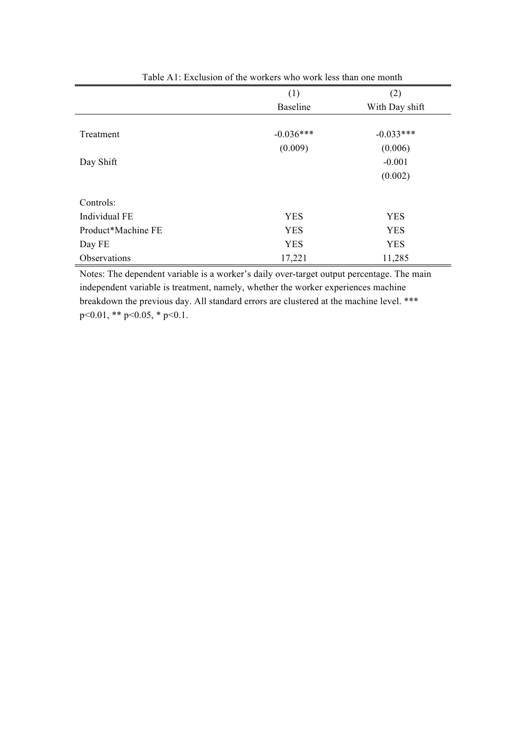Table A1: Exclusion of the workers who work less than one month

| | (1) | (2) |
|---|---|---|
| | Baseline | With Day shift |
| Treatment | -0.036*** | -0.033*** |
| | (0.009) | (0.006) |
| Day Shift | | -0.001 |
| | | (0.002) |
| Controls: | | |
| Individual FE | YES | YES |
| Product*Machine FE | YES | YES |
| Day FE | YES | YES |
| Observations | 17,221 | 11,285 |

Notes: The dependent variable is a worker's daily over-target output percentage. The main independent variable is treatment, namely, whether the worker experiences machine breakdown the previous day. All standard errors are clustered at the machine level. *** p<0.01, ** p<0.05, * p<0.1.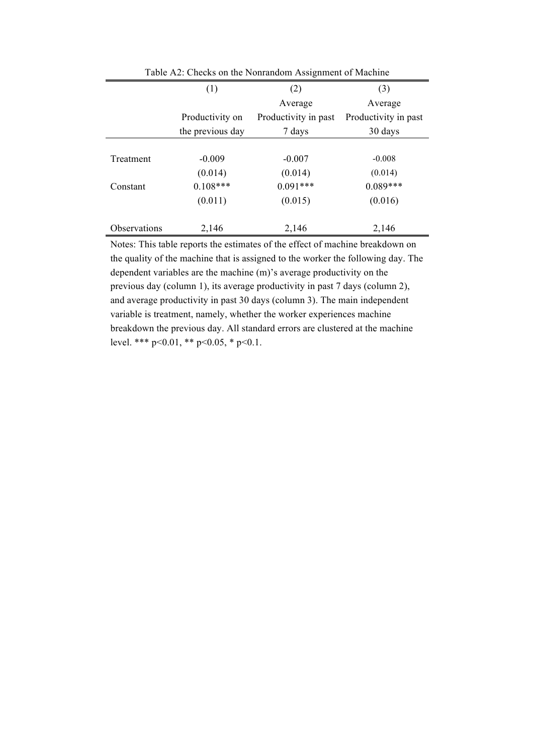Table A2: Checks on the Nonrandom Assignment of Machine

| | (1) | (2) | (3) |
|---|---|---|---|
| | Productivity on the previous day | Average Productivity in past 7 days | Average Productivity in past 30 days |
| Treatment | -0.009 | -0.007 | -0.008 |
| | (0.014) | (0.014) | (0.014) |
| Constant | 0.108*** | 0.091*** | 0.089*** |
| | (0.011) | (0.015) | (0.016) |
| Observations | 2,146 | 2,146 | 2,146 |

Notes: This table reports the estimates of the effect of machine breakdown on the quality of the machine that is assigned to the worker the following day. The dependent variables are the machine (m)'s average productivity on the previous day (column 1), its average productivity in past 7 days (column 2), and average productivity in past 30 days (column 3). The main independent variable is treatment, namely, whether the worker experiences machine breakdown the previous day. All standard errors are clustered at the machine level. *** p<0.01, ** p<0.05, * p<0.1.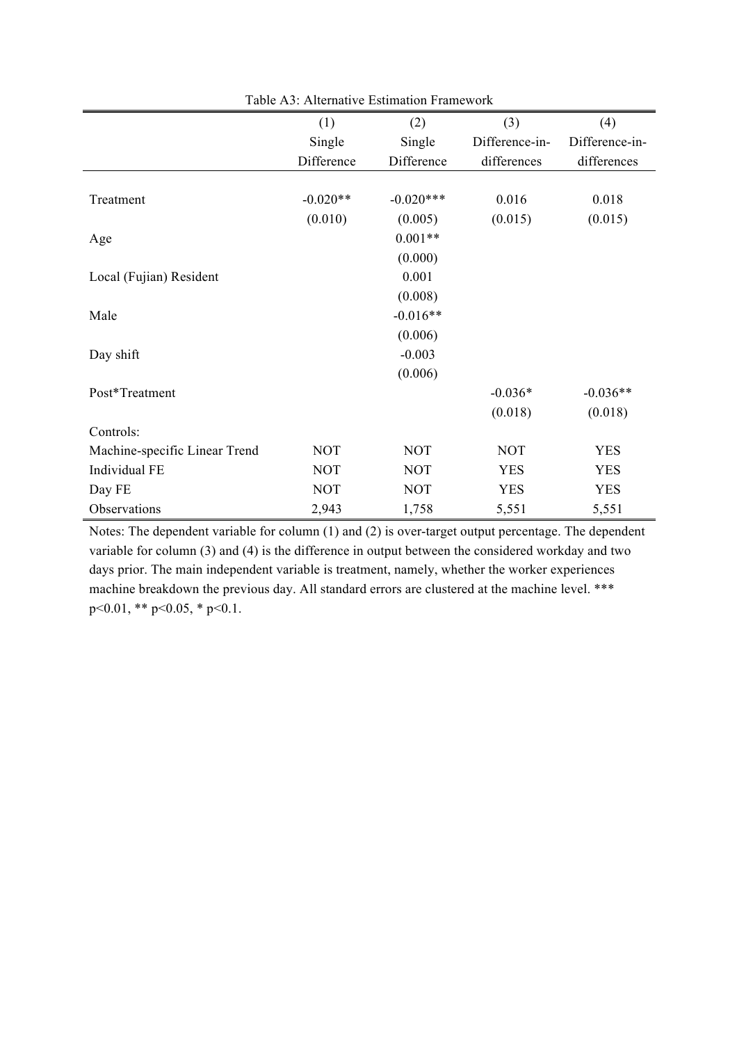Table A3: Alternative Estimation Framework

| | (1) Single Difference | (2) Single Difference | (3) Difference-in-differences | (4) Difference-in-differences |
|---|---|---|---|---|
| Treatment | -0.020** | -0.020*** | 0.016 | 0.018 |
| | (0.010) | (0.005) | (0.015) | (0.015) |
| Age | | 0.001** | | |
| | | (0.000) | | |
| Local (Fujian) Resident | | 0.001 | | |
| | | (0.008) | | |
| Male | | -0.016** | | |
| | | (0.006) | | |
| Day shift | | -0.003 | | |
| | | (0.006) | | |
| Post*Treatment | | | -0.036* | -0.036** |
| | | | (0.018) | (0.018) |
| Controls: | | | | |
| Machine-specific Linear Trend | NOT | NOT | NOT | YES |
| Individual FE | NOT | NOT | YES | YES |
| Day FE | NOT | NOT | YES | YES |
| Observations | 2,943 | 1,758 | 5,551 | 5,551 |

Notes: The dependent variable for column (1) and (2) is over-target output percentage. The dependent variable for column (3) and (4) is the difference in output between the considered workday and two days prior. The main independent variable is treatment, namely, whether the worker experiences machine breakdown the previous day. All standard errors are clustered at the machine level. *** p<0.01, ** p<0.05, * p<0.1.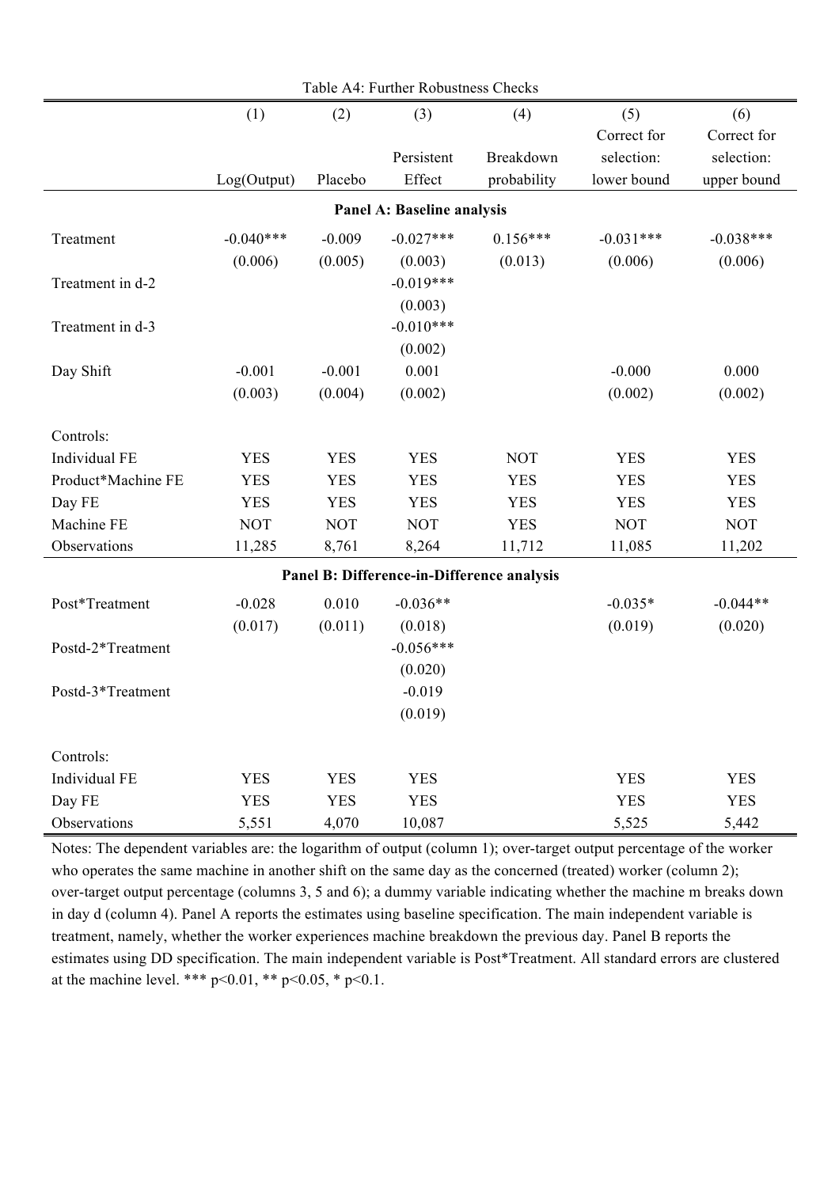Table A4: Further Robustness Checks

| | (1) | (2) | (3) | (4) | (5) | (6) |
|---|---|---|---|---|---|---|
| | Log(Output) | Placebo | Persistent Effect | Breakdown probability | Correct for selection: lower bound | Correct for selection: upper bound |
| **Panel A: Baseline analysis** | | | | | | |
| Treatment | -0.040*** | -0.009 | -0.027*** | 0.156*** | -0.031*** | -0.038*** |
| | (0.006) | (0.005) | (0.003) | (0.013) | (0.006) | (0.006) |
| Treatment in d-2 | | | -0.019*** | | | |
| | | | (0.003) | | | |
| Treatment in d-3 | | | -0.010*** | | | |
| | | | (0.002) | | | |
| Day Shift | -0.001 | -0.001 | 0.001 | | -0.000 | 0.000 |
| | (0.003) | (0.004) | (0.002) | | (0.002) | (0.002) |
| Controls: | | | | | | |
| Individual FE | YES | YES | YES | NOT | YES | YES |
| Product*Machine FE | YES | YES | YES | YES | YES | YES |
| Day FE | YES | YES | YES | YES | YES | YES |
| Machine FE | NOT | NOT | NOT | YES | NOT | NOT |
| Observations | 11,285 | 8,761 | 8,264 | 11,712 | 11,085 | 11,202 |
| **Panel B: Difference-in-Difference analysis** | | | | | | |
| Post*Treatment | -0.028 | 0.010 | -0.036** | | -0.035* | -0.044** |
| | (0.017) | (0.011) | (0.018) | | (0.019) | (0.020) |
| Postd-2*Treatment | | | -0.056*** | | | |
| | | | (0.020) | | | |
| Postd-3*Treatment | | | -0.019 | | | |
| | | | (0.019) | | | |
| Controls: | | | | | | |
| Individual FE | YES | YES | YES | | YES | YES |
| Day FE | YES | YES | YES | | YES | YES |
| Observations | 5,551 | 4,070 | 10,087 | | 5,525 | 5,442 |

Notes: The dependent variables are: the logarithm of output (column 1); over-target output percentage of the worker who operates the same machine in another shift on the same day as the concerned (treated) worker (column 2); over-target output percentage (columns 3, 5 and 6); a dummy variable indicating whether the machine m breaks down in day d (column 4). Panel A reports the estimates using baseline specification. The main independent variable is treatment, namely, whether the worker experiences machine breakdown the previous day. Panel B reports the estimates using DD specification. The main independent variable is Post*Treatment. All standard errors are clustered at the machine level. *** $p<0.01$, ** $p<0.05$, * $p<0.1$.